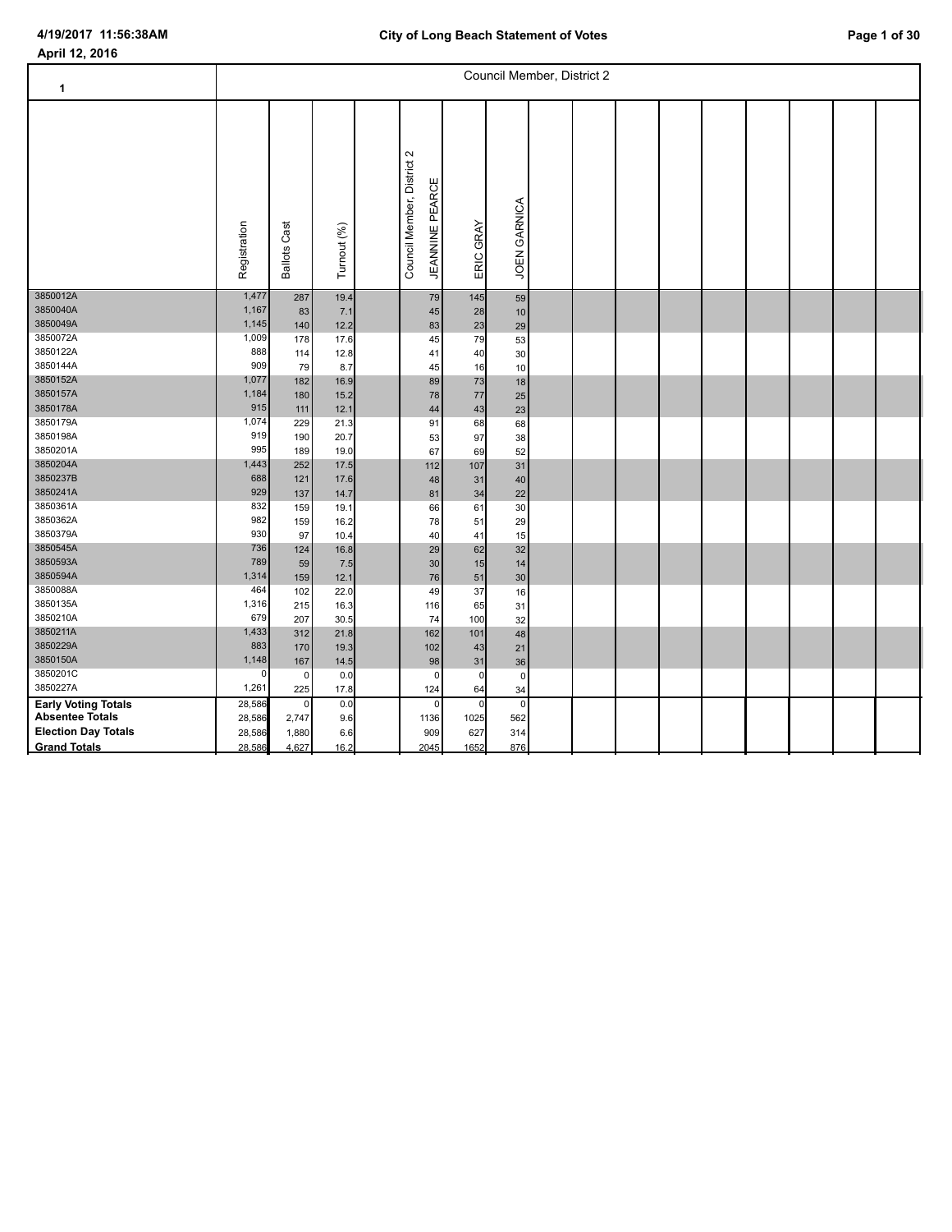April 12, 2016

## City of Long Beach Statement of Votes

### 1 — Council Member, District 2

| | Registration | Ballots Cast | Turnout (%) | Council Member, District 2 JEANNINE PEARCE | ERIC GRAY | JOEN GARNICA |
|---|---|---|---|---|---|---|
| 3850012A | 1,477 | 287 | 19.4 | 79 | 145 | 59 |
| 3850040A | 1,167 | 83 | 7.1 | 45 | 28 | 10 |
| 3850049A | 1,145 | 140 | 12.2 | 83 | 23 | 29 |
| 3850072A | 1,009 | 178 | 17.6 | 45 | 79 | 53 |
| 3850122A | 888 | 114 | 12.8 | 41 | 40 | 30 |
| 3850144A | 909 | 79 | 8.7 | 45 | 16 | 10 |
| 3850152A | 1,077 | 182 | 16.9 | 89 | 73 | 18 |
| 3850157A | 1,184 | 180 | 15.2 | 78 | 77 | 25 |
| 3850178A | 915 | 111 | 12.1 | 44 | 43 | 23 |
| 3850179A | 1,074 | 229 | 21.3 | 91 | 68 | 68 |
| 3850198A | 919 | 190 | 20.7 | 53 | 97 | 38 |
| 3850201A | 995 | 189 | 19.0 | 67 | 69 | 52 |
| 3850204A | 1,443 | 252 | 17.5 | 112 | 107 | 31 |
| 3850237B | 688 | 121 | 17.6 | 48 | 31 | 40 |
| 3850241A | 929 | 137 | 14.7 | 81 | 34 | 22 |
| 3850361A | 832 | 159 | 19.1 | 66 | 61 | 30 |
| 3850362A | 982 | 159 | 16.2 | 78 | 51 | 29 |
| 3850379A | 930 | 97 | 10.4 | 40 | 41 | 15 |
| 3850545A | 736 | 124 | 16.8 | 29 | 62 | 32 |
| 3850593A | 789 | 59 | 7.5 | 30 | 15 | 14 |
| 3850594A | 1,314 | 159 | 12.1 | 76 | 51 | 30 |
| 3850088A | 464 | 102 | 22.0 | 49 | 37 | 16 |
| 3850135A | 1,316 | 215 | 16.3 | 116 | 65 | 31 |
| 3850210A | 679 | 207 | 30.5 | 74 | 100 | 32 |
| 3850211A | 1,433 | 312 | 21.8 | 162 | 101 | 48 |
| 3850229A | 883 | 170 | 19.3 | 102 | 43 | 21 |
| 3850150A | 1,148 | 167 | 14.5 | 98 | 31 | 36 |
| 3850201C | 0 | 0 | 0.0 | 0 | 0 | 0 |
| 3850227A | 1,261 | 225 | 17.8 | 124 | 64 | 34 |
| **Early Voting Totals** | 28,586 | 0 | 0.0 | 0 | 0 | 0 |
| **Absentee Totals** | 28,586 | 2,747 | 9.6 | 1136 | 1025 | 562 |
| **Election Day Totals** | 28,586 | 1,880 | 6.6 | 909 | 627 | 314 |
| **Grand Totals** | 28,586 | 4,627 | 16.2 | 2045 | 1652 | 876 |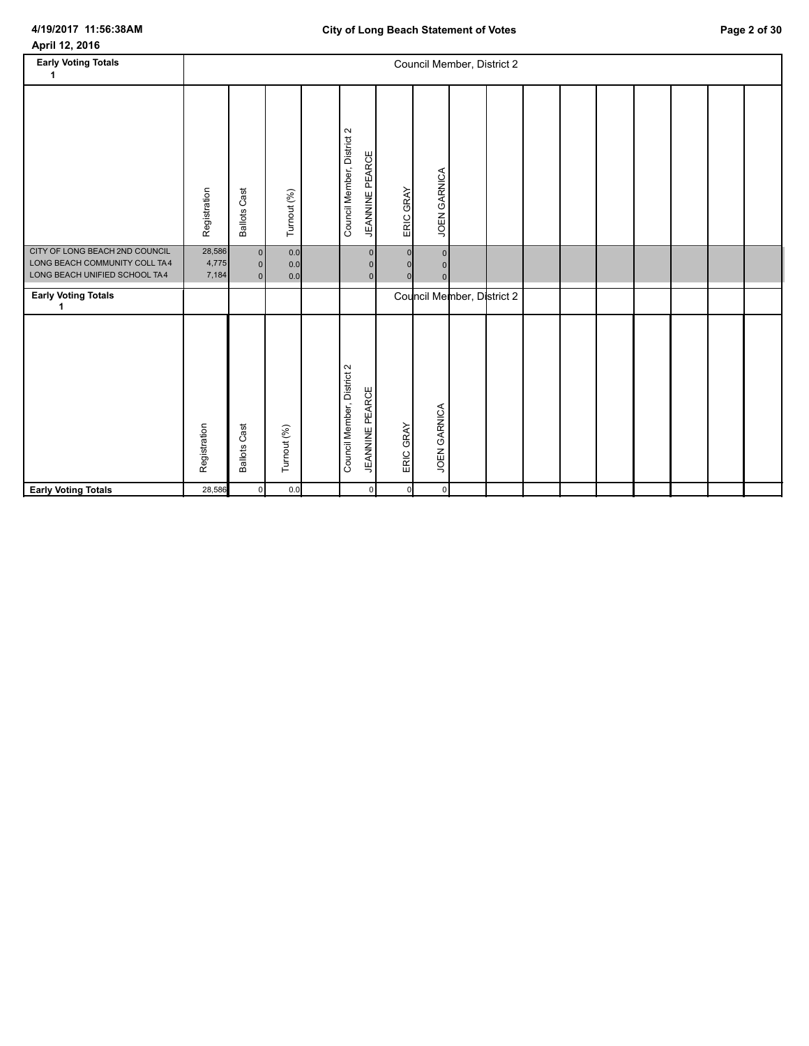April 12, 2016

## Early Voting Totals 1

| | Registration | Ballots Cast | Turnout (%) | | Council Member, District 2 JEANNINE PEARCE | ERIC GRAY | JOEN GARNICA |
|---|---|---|---|---|---|---|---|
| CITY OF LONG BEACH 2ND COUNCIL | 28,586 | 0 | 0.0 | | 0 | 0 | 0 |
| LONG BEACH COMMUNITY COLL TA4 | 4,775 | 0 | 0.0 | | 0 | 0 | 0 |
| LONG BEACH UNIFIED SCHOOL TA4 | 7,184 | 0 | 0.0 | | 0 | 0 | 0 |

## Early Voting Totals 1

| | Registration | Ballots Cast | Turnout (%) | | Council Member, District 2 JEANNINE PEARCE | ERIC GRAY | JOEN GARNICA |
|---|---|---|---|---|---|---|---|
| **Early Voting Totals** | 28,586 | 0 | 0.0 | | 0 | 0 | 0 |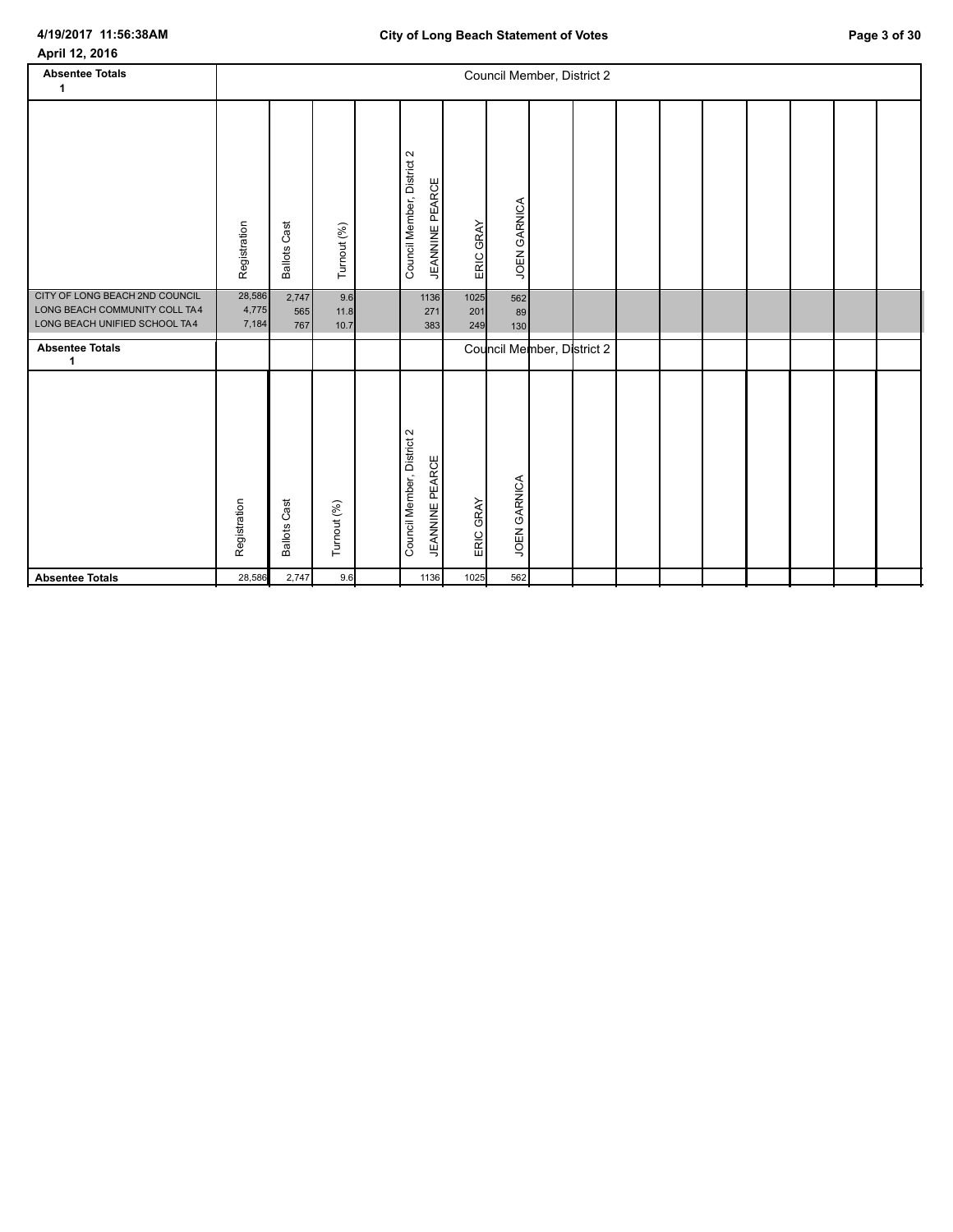April 12, 2016

| Absentee Totals 1 | Registration | Ballots Cast | Turnout (%) | | Council Member, District 2 JEANNINE PEARCE | ERIC GRAY | JOEN GARNICA |
|---|---|---|---|---|---|---|---|
| CITY OF LONG BEACH 2ND COUNCIL | 28,586 | 2,747 | 9.6 | | 1136 | 1025 | 562 |
| LONG BEACH COMMUNITY COLL TA4 | 4,775 | 565 | 11.8 | | 271 | 201 | 89 |
| LONG BEACH UNIFIED SCHOOL TA4 | 7,184 | 767 | 10.7 | | 383 | 249 | 130 |

| Absentee Totals 1 | Registration | Ballots Cast | Turnout (%) | | Council Member, District 2 JEANNINE PEARCE | ERIC GRAY | JOEN GARNICA |
|---|---|---|---|---|---|---|---|
| **Absentee Totals** | 28,586 | 2,747 | 9.6 | | 1136 | 1025 | 562 |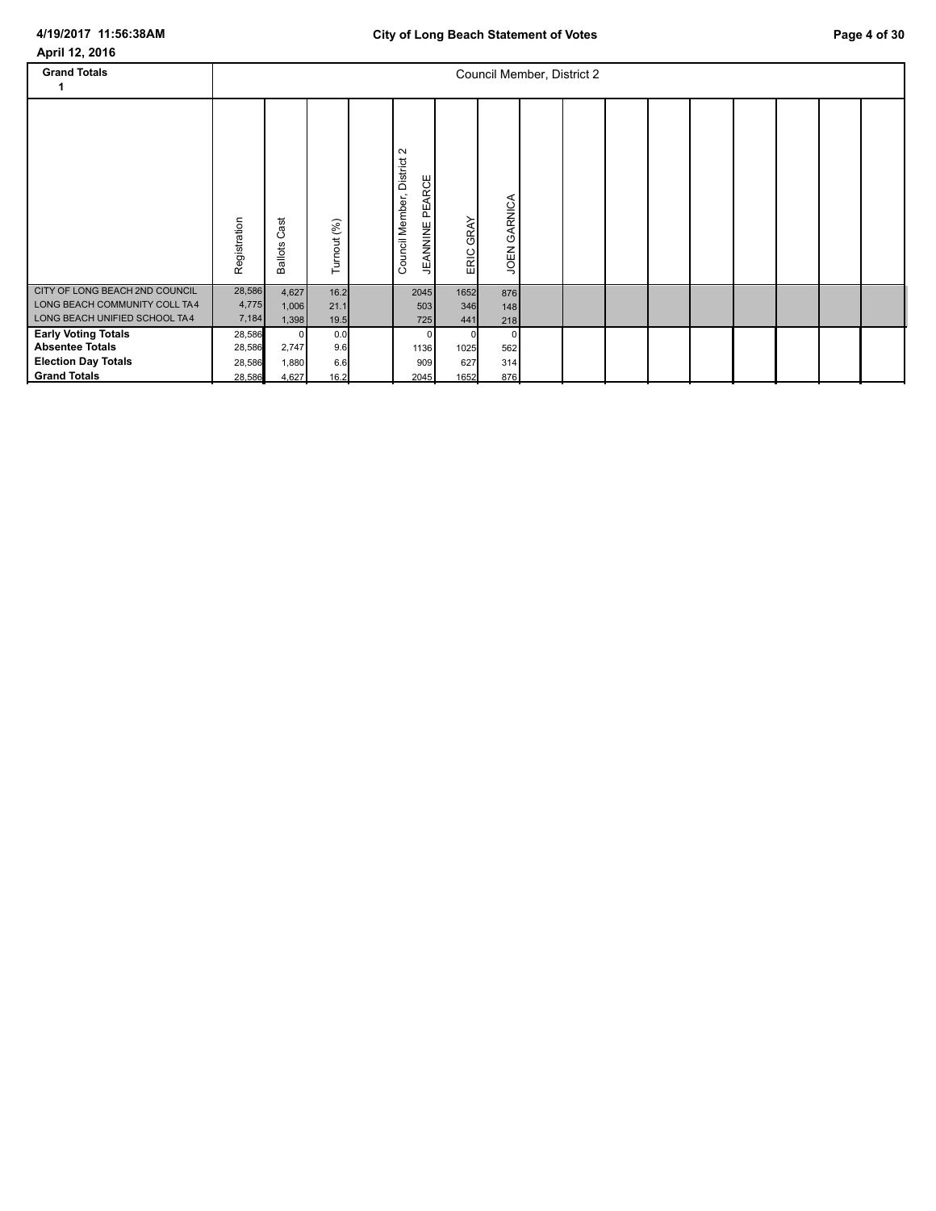April 12, 2016

| Grand Totals 1 | Council Member, District 2 | | | | | |
|---|---|---|---|---|---|---|
| | Registration | Ballots Cast | Turnout (%) | Council Member, District 2 JEANNINE PEARCE | ERIC GRAY | JOEN GARNICA |
| CITY OF LONG BEACH 2ND COUNCIL | 28,586 | 4,627 | 16.2 | 2045 | 1652 | 876 |
| LONG BEACH COMMUNITY COLL TA4 | 4,775 | 1,006 | 21.1 | 503 | 346 | 148 |
| LONG BEACH UNIFIED SCHOOL TA4 | 7,184 | 1,398 | 19.5 | 725 | 441 | 218 |
| **Early Voting Totals** | 28,586 | 0 | 0.0 | 0 | 0 | 0 |
| **Absentee Totals** | 28,586 | 2,747 | 9.6 | 1136 | 1025 | 562 |
| **Election Day Totals** | 28,586 | 1,880 | 6.6 | 909 | 627 | 314 |
| **Grand Totals** | 28,586 | 4,627 | 16.2 | 2045 | 1652 | 876 |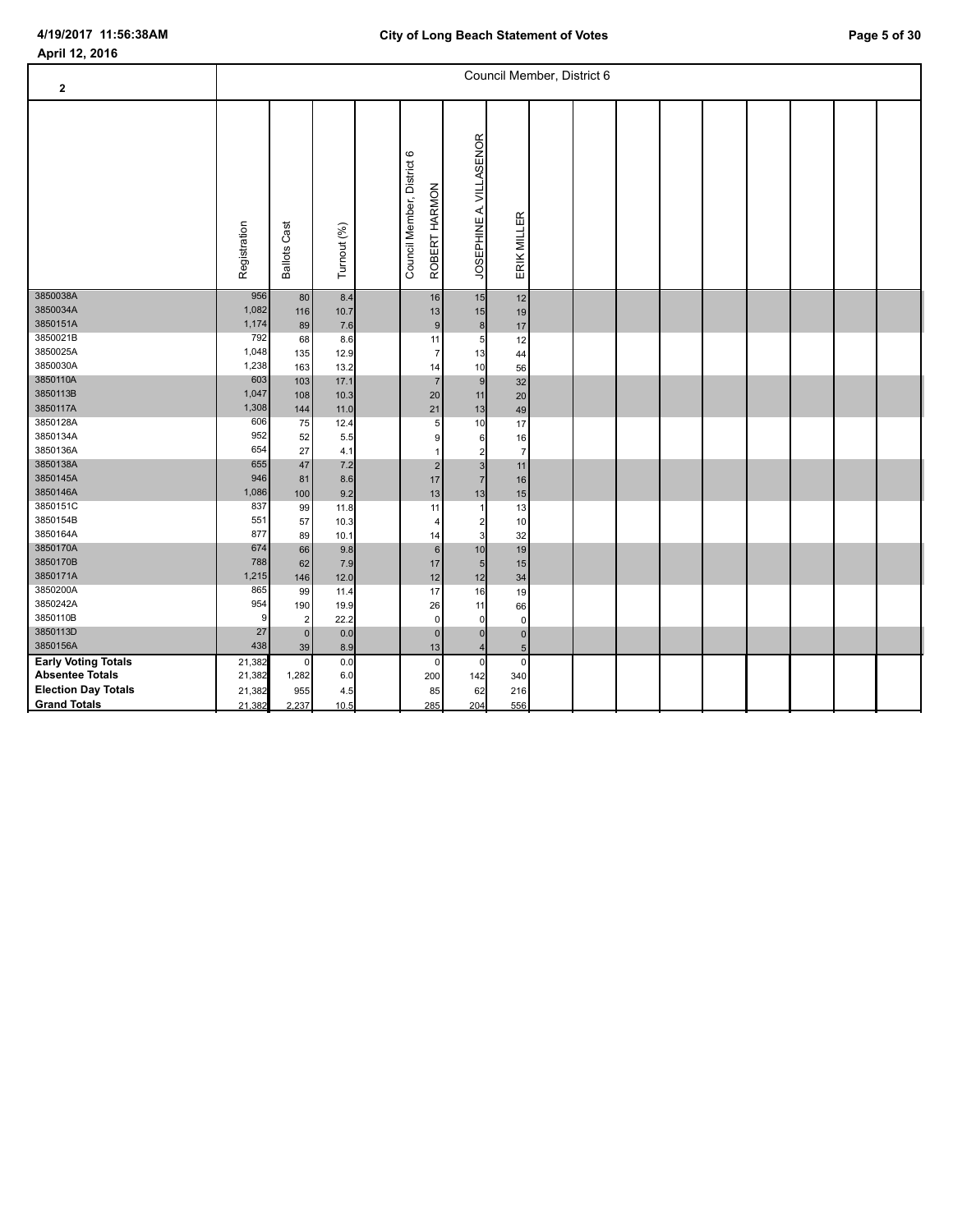**April 12, 2016**

## City of Long Beach Statement of Votes

| 2 | Council Member, District 6 | | | | | | |
|---|---|---|---|---|---|---|---|
| | Registration | Ballots Cast | Turnout (%) | | Council Member, District 6 ROBERT HARMON | JOSEPHINE A. VILLASENOR | ERIK MILLER |
| 3850038A | 956 | 80 | 8.4 | | 16 | 15 | 12 |
| 3850034A | 1,082 | 116 | 10.7 | | 13 | 15 | 19 |
| 3850151A | 1,174 | 89 | 7.6 | | 9 | 8 | 17 |
| 3850021B | 792 | 68 | 8.6 | | 11 | 5 | 12 |
| 3850025A | 1,048 | 135 | 12.9 | | 7 | 13 | 44 |
| 3850030A | 1,238 | 163 | 13.2 | | 14 | 10 | 56 |
| 3850110A | 603 | 103 | 17.1 | | 7 | 9 | 32 |
| 3850113B | 1,047 | 108 | 10.3 | | 20 | 11 | 20 |
| 3850117A | 1,308 | 144 | 11.0 | | 21 | 13 | 49 |
| 3850128A | 606 | 75 | 12.4 | | 5 | 10 | 17 |
| 3850134A | 952 | 52 | 5.5 | | 9 | 6 | 16 |
| 3850136A | 654 | 27 | 4.1 | | 1 | 2 | 7 |
| 3850138A | 655 | 47 | 7.2 | | 2 | 3 | 11 |
| 3850145A | 946 | 81 | 8.6 | | 17 | 7 | 16 |
| 3850146A | 1,086 | 100 | 9.2 | | 13 | 13 | 15 |
| 3850151C | 837 | 99 | 11.8 | | 11 | 1 | 13 |
| 3850154B | 551 | 57 | 10.3 | | 4 | 2 | 10 |
| 3850164A | 877 | 89 | 10.1 | | 14 | 3 | 32 |
| 3850170A | 674 | 66 | 9.8 | | 6 | 10 | 19 |
| 3850170B | 788 | 62 | 7.9 | | 17 | 5 | 15 |
| 3850171A | 1,215 | 146 | 12.0 | | 12 | 12 | 34 |
| 3850200A | 865 | 99 | 11.4 | | 17 | 16 | 19 |
| 3850242A | 954 | 190 | 19.9 | | 26 | 11 | 66 |
| 3850110B | 9 | 2 | 22.2 | | 0 | 0 | 0 |
| 3850113D | 27 | 0 | 0.0 | | 0 | 0 | 0 |
| 3850156A | 438 | 39 | 8.9 | | 13 | 4 | 5 |
| **Early Voting Totals** | 21,382 | 0 | 0.0 | | 0 | 0 | 0 |
| **Absentee Totals** | 21,382 | 1,282 | 6.0 | | 200 | 142 | 340 |
| **Election Day Totals** | 21,382 | 955 | 4.5 | | 85 | 62 | 216 |
| **Grand Totals** | 21,382 | 2,237 | 10.5 | | 285 | 204 | 556 |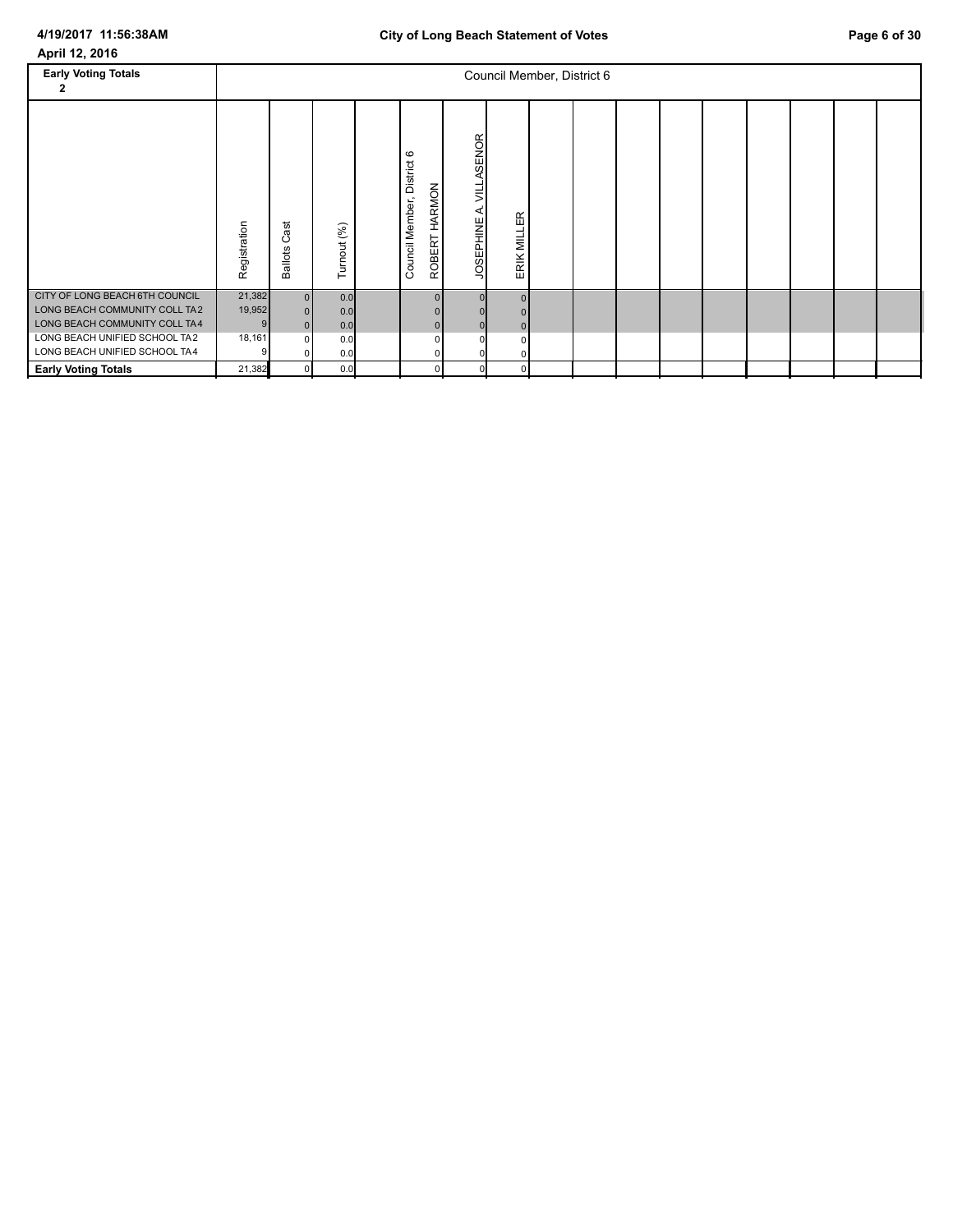**City of Long Beach Statement of Votes**

April 12, 2016

| Early Voting Totals 2 | Council Member, District 6 | | | | | | |
|---|---|---|---|---|---|---|---|
| | Registration | Ballots Cast | Turnout (%) | | Council Member, District 6 ROBERT HARMON | JOSEPHINE A. VILLASENOR | ERIK MILLER |
| CITY OF LONG BEACH 6TH COUNCIL | 21,382 | 0 | 0.0 | | 0 | 0 | 0 |
| LONG BEACH COMMUNITY COLL TA2 | 19,952 | 0 | 0.0 | | 0 | 0 | 0 |
| LONG BEACH COMMUNITY COLL TA4 | 9 | 0 | 0.0 | | 0 | 0 | 0 |
| LONG BEACH UNIFIED SCHOOL TA2 | 18,161 | 0 | 0.0 | | 0 | 0 | 0 |
| LONG BEACH UNIFIED SCHOOL TA4 | 9 | 0 | 0.0 | | 0 | 0 | 0 |
| **Early Voting Totals** | 21,382 | 0 | 0.0 | | 0 | 0 | 0 |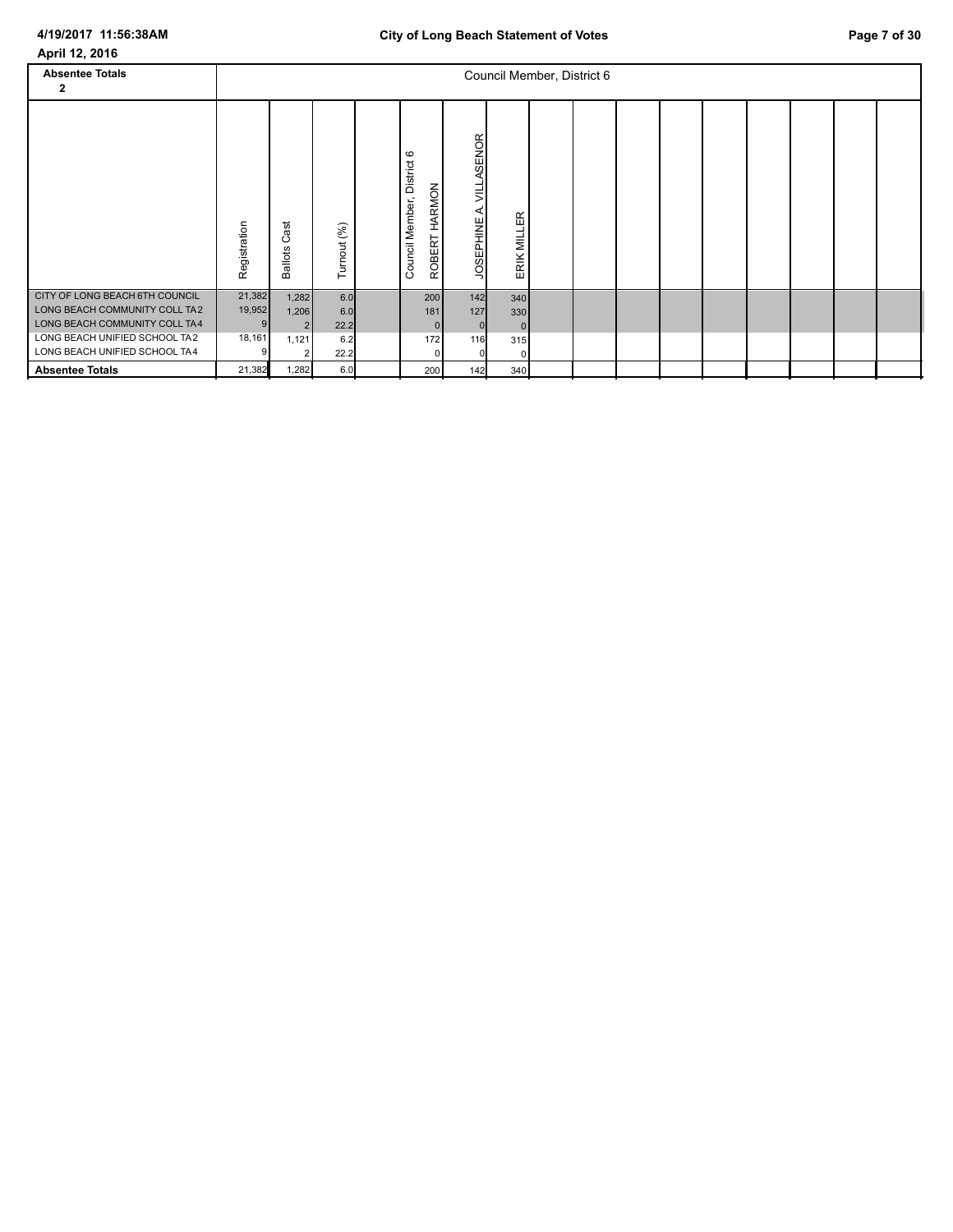**April 12, 2016**

**City of Long Beach Statement of Votes**

| Absentee Totals 2 | Council Member, District 6 | | | | | |
|---|---|---|---|---|---|---|
| | Registration | Ballots Cast | Turnout (%) | Council Member, District 6 ROBERT HARMON | JOSEPHINE A. VILLASENOR | ERIK MILLER |
| CITY OF LONG BEACH 6TH COUNCIL | 21,382 | 1,282 | 6.0 | 200 | 142 | 340 |
| LONG BEACH COMMUNITY COLL TA2 | 19,952 | 1,206 | 6.0 | 181 | 127 | 330 |
| LONG BEACH COMMUNITY COLL TA4 | 9 | 2 | 22.2 | 0 | 0 | 0 |
| LONG BEACH UNIFIED SCHOOL TA2 | 18,161 | 1,121 | 6.2 | 172 | 116 | 315 |
| LONG BEACH UNIFIED SCHOOL TA4 | 9 | 2 | 22.2 | 0 | 0 | 0 |
| **Absentee Totals** | 21,382 | 1,282 | 6.0 | 200 | 142 | 340 |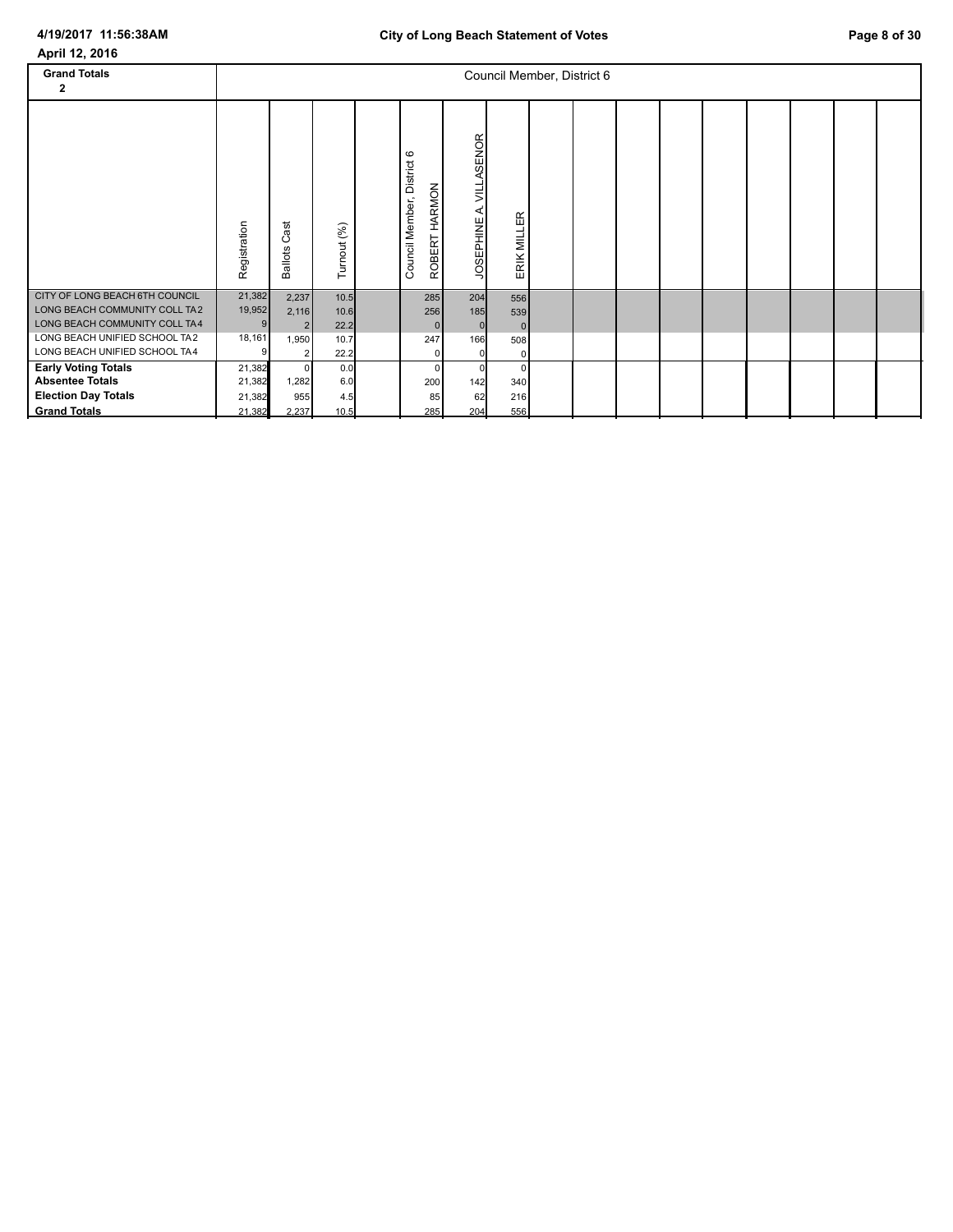**April 12, 2016**

| Grand Totals 2 | Registration | Ballots Cast | Turnout (%) | | Council Member, District 6 ROBERT HARMON | JOSEPHINE A. VILLASENOR | ERIK MILLER |
|---|---|---|---|---|---|---|---|
| CITY OF LONG BEACH 6TH COUNCIL | 21,382 | 2,237 | 10.5 | | 285 | 204 | 556 |
| LONG BEACH COMMUNITY COLL TA2 | 19,952 | 2,116 | 10.6 | | 256 | 185 | 539 |
| LONG BEACH COMMUNITY COLL TA4 | 9 | 2 | 22.2 | | 0 | 0 | 0 |
| LONG BEACH UNIFIED SCHOOL TA2 | 18,161 | 1,950 | 10.7 | | 247 | 166 | 508 |
| LONG BEACH UNIFIED SCHOOL TA4 | 9 | 2 | 22.2 | | 0 | 0 | 0 |
| **Early Voting Totals** | 21,382 | 0 | 0.0 | | 0 | 0 | 0 |
| **Absentee Totals** | 21,382 | 1,282 | 6.0 | | 200 | 142 | 340 |
| **Election Day Totals** | 21,382 | 955 | 4.5 | | 85 | 62 | 216 |
| **Grand Totals** | 21,382 | 2,237 | 10.5 | | 285 | 204 | 556 |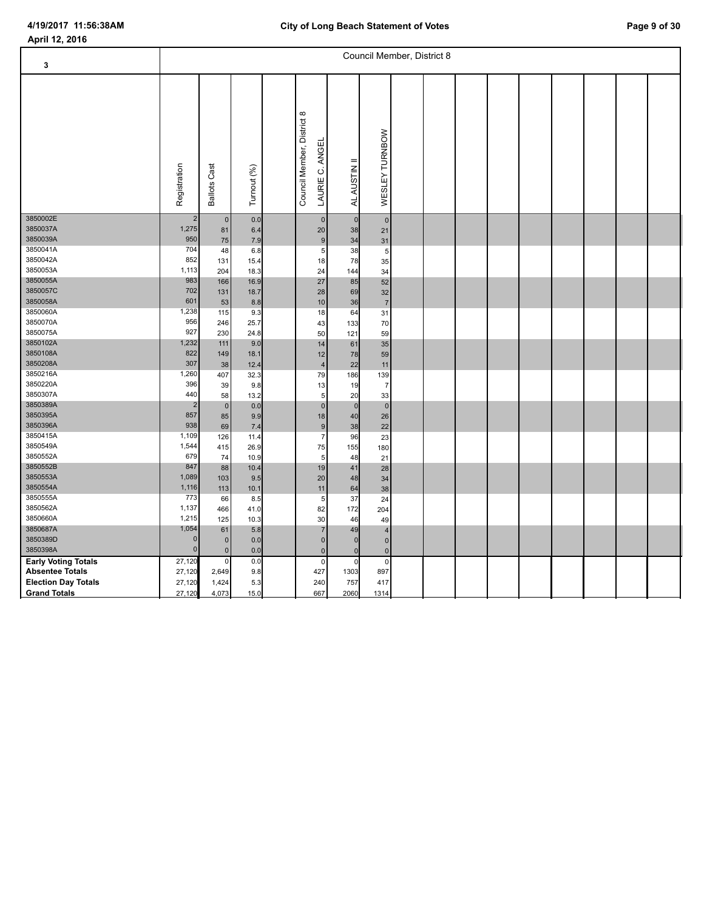April 12, 2016

## Council Member, District 8

| 3 | Registration | Ballots Cast | Turnout (%) | Council Member, District 8 LAURIE C. ANGEL | AL AUSTIN II | WESLEY TURNBOW |
|---|---|---|---|---|---|---|
| 3850002E | 2 | 0 | 0.0 | 0 | 0 | 0 |
| 3850037A | 1,275 | 81 | 6.4 | 20 | 38 | 21 |
| 3850039A | 950 | 75 | 7.9 | 9 | 34 | 31 |
| 3850041A | 704 | 48 | 6.8 | 5 | 38 | 5 |
| 3850042A | 852 | 131 | 15.4 | 18 | 78 | 35 |
| 3850053A | 1,113 | 204 | 18.3 | 24 | 144 | 34 |
| 3850055A | 983 | 166 | 16.9 | 27 | 85 | 52 |
| 3850057C | 702 | 131 | 18.7 | 28 | 69 | 32 |
| 3850058A | 601 | 53 | 8.8 | 10 | 36 | 7 |
| 3850060A | 1,238 | 115 | 9.3 | 18 | 64 | 31 |
| 3850070A | 956 | 246 | 25.7 | 43 | 133 | 70 |
| 3850075A | 927 | 230 | 24.8 | 50 | 121 | 59 |
| 3850102A | 1,232 | 111 | 9.0 | 14 | 61 | 35 |
| 3850108A | 822 | 149 | 18.1 | 12 | 78 | 59 |
| 3850208A | 307 | 38 | 12.4 | 4 | 22 | 11 |
| 3850216A | 1,260 | 407 | 32.3 | 79 | 186 | 139 |
| 3850220A | 396 | 39 | 9.8 | 13 | 19 | 7 |
| 3850307A | 440 | 58 | 13.2 | 5 | 20 | 33 |
| 3850389A | 2 | 0 | 0.0 | 0 | 0 | 0 |
| 3850395A | 857 | 85 | 9.9 | 18 | 40 | 26 |
| 3850396A | 938 | 69 | 7.4 | 9 | 38 | 22 |
| 3850415A | 1,109 | 126 | 11.4 | 7 | 96 | 23 |
| 3850549A | 1,544 | 415 | 26.9 | 75 | 155 | 180 |
| 3850552A | 679 | 74 | 10.9 | 5 | 48 | 21 |
| 3850552B | 847 | 88 | 10.4 | 19 | 41 | 28 |
| 3850553A | 1,089 | 103 | 9.5 | 20 | 48 | 34 |
| 3850554A | 1,116 | 113 | 10.1 | 11 | 64 | 38 |
| 3850555A | 773 | 66 | 8.5 | 5 | 37 | 24 |
| 3850562A | 1,137 | 466 | 41.0 | 82 | 172 | 204 |
| 3850660A | 1,215 | 125 | 10.3 | 30 | 46 | 49 |
| 3850687A | 1,054 | 61 | 5.8 | 7 | 49 | 4 |
| 3850389D | 0 | 0 | 0.0 | 0 | 0 | 0 |
| 3850398A | 0 | 0 | 0.0 | 0 | 0 | 0 |
| **Early Voting Totals** | 27,120 | 0 | 0.0 | 0 | 0 | 0 |
| **Absentee Totals** | 27,120 | 2,649 | 9.8 | 427 | 1303 | 897 |
| **Election Day Totals** | 27,120 | 1,424 | 5.3 | 240 | 757 | 417 |
| **Grand Totals** | 27,120 | 4,073 | 15.0 | 667 | 2060 | 1314 |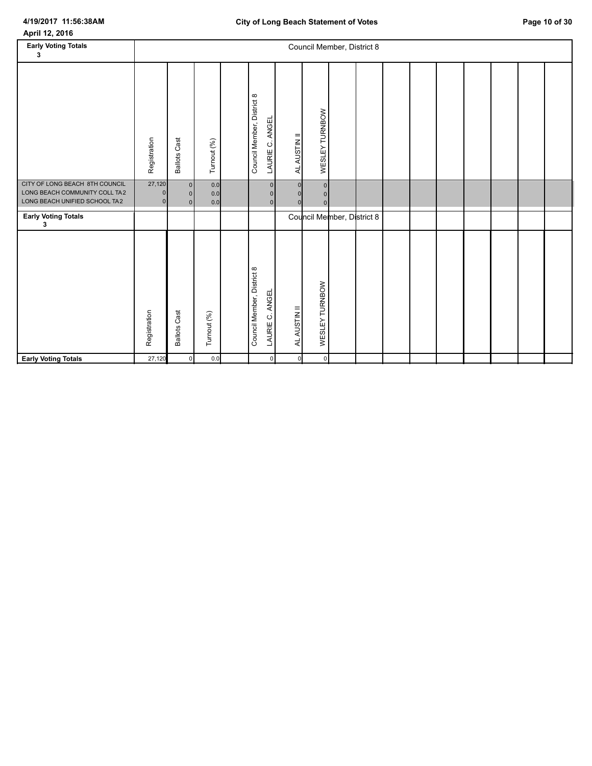April 12, 2016

| Early Voting Totals 3 | Registration | Ballots Cast | Turnout (%) | | Council Member, District 8 LAURIE C. ANGEL | AL AUSTIN II | WESLEY TURNBOW |
|---|---|---|---|---|---|---|---|
| CITY OF LONG BEACH 8TH COUNCIL | 27,120 | 0 | 0.0 | | 0 | 0 | 0 |
| LONG BEACH COMMUNITY COLL TA2 | 0 | 0 | 0.0 | | 0 | 0 | 0 |
| LONG BEACH UNIFIED SCHOOL TA2 | 0 | 0 | 0.0 | | 0 | 0 | 0 |

| Early Voting Totals 3 | Registration | Ballots Cast | Turnout (%) | | Council Member, District 8 LAURIE C. ANGEL | AL AUSTIN II | WESLEY TURNBOW |
|---|---|---|---|---|---|---|---|
| **Early Voting Totals** | 27,120 | 0 | 0.0 | | 0 | 0 | 0 |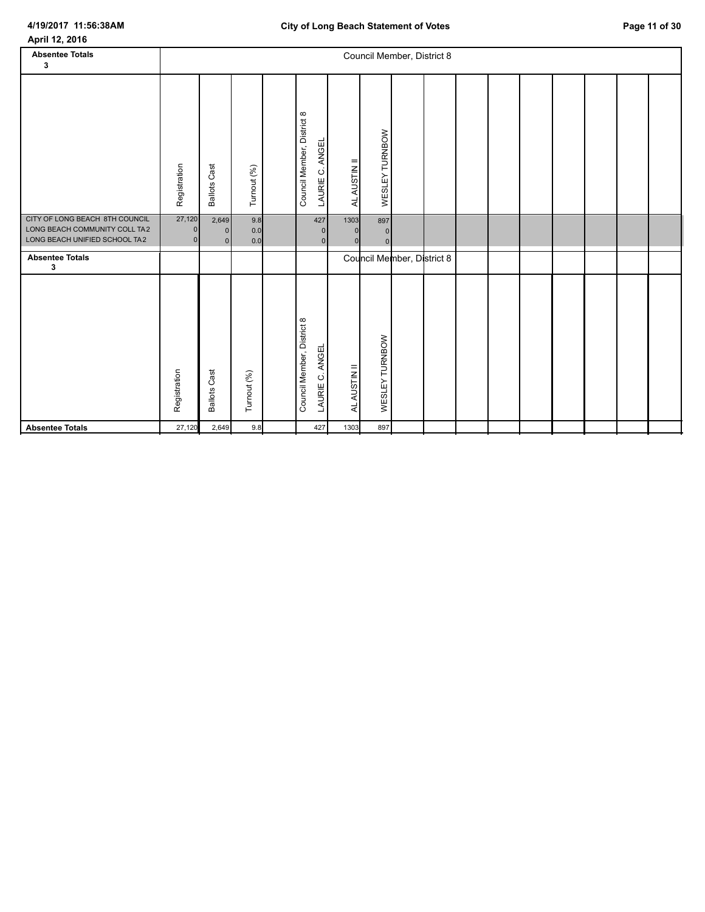April 12, 2016

| Absentee Totals 3 | Council Member, District 8 | | | | | | | | | | | | | | | |
|---|---|---|---|---|---|---|---|---|---|---|---|---|---|---|---|---|
| | Registration | Ballots Cast | Turnout (%) | | Council Member, District 8 LAURIE C. ANGEL | AL AUSTIN II | WESLEY TURNBOW | | | | | | | | | |
| CITY OF LONG BEACH 8TH COUNCIL | 27,120 | 2,649 | 9.8 | | 427 | 1303 | 897 | | | | | | | | | |
| LONG BEACH COMMUNITY COLL TA2 | 0 | 0 | 0.0 | | 0 | 0 | 0 | | | | | | | | | |
| LONG BEACH UNIFIED SCHOOL TA2 | 0 | 0 | 0.0 | | 0 | 0 | 0 | | | | | | | | | |

| Absentee Totals 3 | | | | | Council Member, District 8 | | | | | | | | | | | |
|---|---|---|---|---|---|---|---|---|---|---|---|---|---|---|---|---|
| | Registration | Ballots Cast | Turnout (%) | | Council Member, District 8 LAURIE C. ANGEL | AL AUSTIN II | WESLEY TURNBOW | | | | | | | | | |
| **Absentee Totals** | 27,120 | 2,649 | 9.8 | | 427 | 1303 | 897 | | | | | | | | | |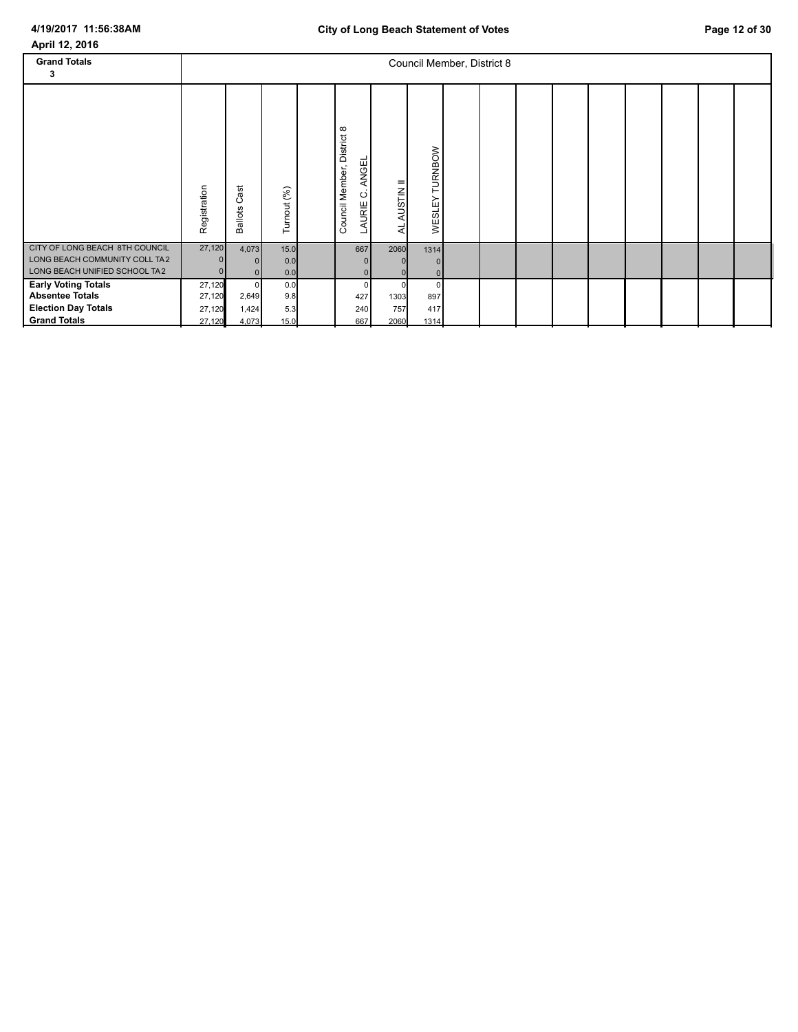April 12, 2016

| Grand Totals 3 | Council Member, District 8 | | | | | | |
|---|---|---|---|---|---|---|---|
| | Registration | Ballots Cast | Turnout (%) | | Council Member, District 8 LAURIE C. ANGEL | AL AUSTIN II | WESLEY TURNBOW |
| CITY OF LONG BEACH 8TH COUNCIL | 27,120 | 4,073 | 15.0 | | 667 | 2060 | 1314 |
| LONG BEACH COMMUNITY COLL TA2 | 0 | 0 | 0.0 | | 0 | 0 | 0 |
| LONG BEACH UNIFIED SCHOOL TA2 | 0 | 0 | 0.0 | | 0 | 0 | 0 |
| **Early Voting Totals** | 27,120 | 0 | 0.0 | | 0 | 0 | 0 |
| **Absentee Totals** | 27,120 | 2,649 | 9.8 | | 427 | 1303 | 897 |
| **Election Day Totals** | 27,120 | 1,424 | 5.3 | | 240 | 757 | 417 |
| **Grand Totals** | 27,120 | 4,073 | 15.0 | | 667 | 2060 | 1314 |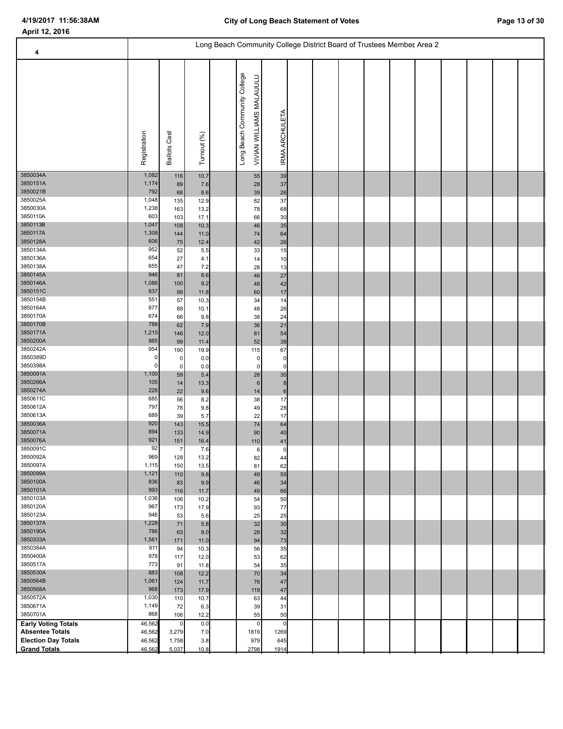April 12, 2016

## Long Beach Community College District Board of Trustees Member, Area 2

4

| | Registration | Ballots Cast | Turnout (%) | Long Beach Community College VIVIAN WILLIAMS MALAUULU | IRMA ARCHULETA |
|---|---|---|---|---|---|
| 3850034A | 1,082 | 116 | 10.7 | 55 | 39 |
| 3850151A | 1,174 | 89 | 7.6 | 28 | 37 |
| 3850021B | 792 | 68 | 8.6 | 39 | 26 |
| 3850025A | 1,048 | 135 | 12.9 | 82 | 37 |
| 3850030A | 1,238 | 163 | 13.2 | 78 | 68 |
| 3850110A | 603 | 103 | 17.1 | 66 | 30 |
| 3850113B | 1,047 | 108 | 10.3 | 46 | 35 |
| 3850117A | 1,308 | 144 | 11.0 | 74 | 64 |
| 3850128A | 606 | 75 | 12.4 | 42 | 26 |
| 3850134A | 952 | 52 | 5.5 | 33 | 15 |
| 3850136A | 654 | 27 | 4.1 | 14 | 10 |
| 3850138A | 655 | 47 | 7.2 | 28 | 13 |
| 3850145A | 946 | 81 | 8.6 | 46 | 27 |
| 3850146A | 1,086 | 100 | 9.2 | 48 | 42 |
| 3850151C | 837 | 99 | 11.8 | 60 | 17 |
| 3850154B | 551 | 57 | 10.3 | 34 | 14 |
| 3850164A | 877 | 89 | 10.1 | 48 | 26 |
| 3850170A | 674 | 66 | 9.8 | 38 | 24 |
| 3850170B | 788 | 62 | 7.9 | 36 | 21 |
| 3850171A | 1,215 | 146 | 12.0 | 81 | 54 |
| 3850200A | 865 | 99 | 11.4 | 52 | 38 |
| 3850242A | 954 | 190 | 19.9 | 115 | 67 |
| 3850389D | 0 | 0 | 0.0 | 0 | 0 |
| 3850398A | 0 | 0 | 0.0 | 0 | 0 |
| 3850091A | 1,100 | 59 | 5.4 | 28 | 30 |
| 3850266A | 105 | 14 | 13.3 | 6 | 8 |
| 3850274A | 228 | 22 | 9.6 | 14 | 6 |
| 3850611C | 685 | 56 | 8.2 | 38 | 17 |
| 3850612A | 797 | 78 | 9.8 | 49 | 28 |
| 3850613A | 689 | 39 | 5.7 | 22 | 17 |
| 3850036A | 920 | 143 | 15.5 | 74 | 64 |
| 3850071A | 894 | 133 | 14.9 | 90 | 40 |
| 3850076A | 921 | 151 | 16.4 | 110 | 41 |
| 3850091C | 92 | 7 | 7.6 | 6 | 0 |
| 3850092A | 969 | 128 | 13.2 | 82 | 44 |
| 3850097A | 1,115 | 150 | 13.5 | 81 | 62 |
| 3850099A | 1,121 | 110 | 9.8 | 49 | 55 |
| 3850100A | 836 | 83 | 9.9 | 46 | 34 |
| 3850101A | 993 | 116 | 11.7 | 49 | 66 |
| 3850103A | 1,036 | 106 | 10.2 | 54 | 50 |
| 3850120A | 967 | 173 | 17.9 | 93 | 77 |
| 3850123A | 946 | 53 | 5.6 | 25 | 25 |
| 3850137A | 1,228 | 71 | 5.8 | 32 | 30 |
| 3850190A | 786 | 63 | 8.0 | 28 | 32 |
| 3850333A | 1,561 | 171 | 11.0 | 94 | 73 |
| 3850384A | 911 | 94 | 10.3 | 56 | 35 |
| 3850400A | 978 | 117 | 12.0 | 53 | 62 |
| 3850517A | 773 | 91 | 11.8 | 54 | 35 |
| 3850530A | 883 | 108 | 12.2 | 70 | 34 |
| 3850564B | 1,061 | 124 | 11.7 | 76 | 47 |
| 3850568A | 968 | 173 | 17.9 | 119 | 47 |
| 3850572A | 1,030 | 110 | 10.7 | 63 | 44 |
| 3850671A | 1,149 | 72 | 6.3 | 39 | 31 |
| 3850701A | 868 | 106 | 12.2 | 55 | 50 |
| **Early Voting Totals** | 46,562 | 0 | 0.0 | 0 | 0 |
| **Absentee Totals** | 46,562 | 3,279 | 7.0 | 1819 | 1269 |
| **Election Day Totals** | 46,562 | 1,758 | 3.8 | 979 | 645 |
| **Grand Totals** | 46,562 | 5,037 | 10.8 | 2798 | 1914 |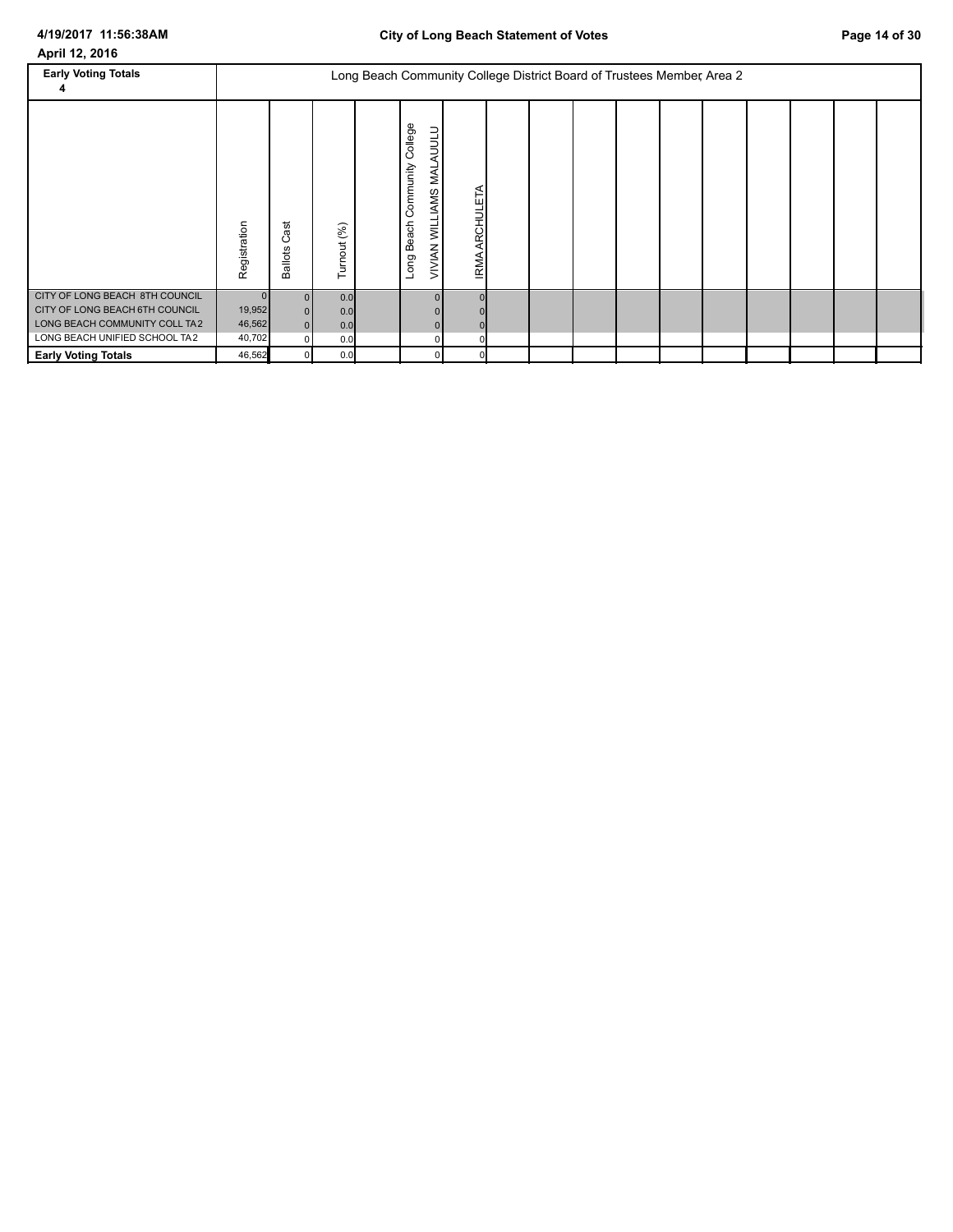April 12, 2016

| Early Voting Totals 4 | Long Beach Community College District Board of Trustees Member, Area 2 | | | | | |
|---|---|---|---|---|---|---|
| | Registration | Ballots Cast | Turnout (%) | | Long Beach Community College VIVIAN WILLIAMS MALAUULU | IRMA ARCHULETA |
| CITY OF LONG BEACH 8TH COUNCIL | 0 | 0 | 0.0 | | 0 | 0 |
| CITY OF LONG BEACH 6TH COUNCIL | 19,952 | 0 | 0.0 | | 0 | 0 |
| LONG BEACH COMMUNITY COLL TA 2 | 46,562 | 0 | 0.0 | | 0 | 0 |
| LONG BEACH UNIFIED SCHOOL TA 2 | 40,702 | 0 | 0.0 | | 0 | 0 |
| **Early Voting Totals** | 46,562 | 0 | 0.0 | | 0 | 0 |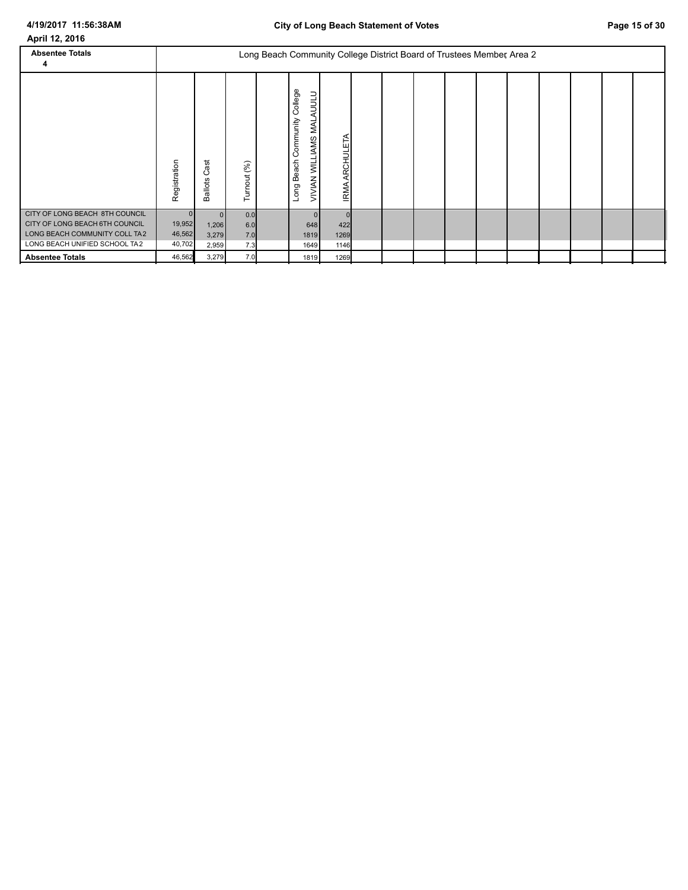April 12, 2016

| Absentee Totals 4 | Long Beach Community College District Board of Trustees Member, Area 2 | | | | | |
|---|---|---|---|---|---|---|
| | Registration | Ballots Cast | Turnout (%) | | Long Beach Community College VIVIAN WILLIAMS MALAUULU | IRMA ARCHULETA |
| CITY OF LONG BEACH 8TH COUNCIL | 0 | 0 | 0.0 | | 0 | 0 |
| CITY OF LONG BEACH 6TH COUNCIL | 19,952 | 1,206 | 6.0 | | 648 | 422 |
| LONG BEACH COMMUNITY COLL TA2 | 46,562 | 3,279 | 7.0 | | 1819 | 1269 |
| LONG BEACH UNIFIED SCHOOL TA2 | 40,702 | 2,959 | 7.3 | | 1649 | 1146 |
| **Absentee Totals** | 46,562 | 3,279 | 7.0 | | 1819 | 1269 |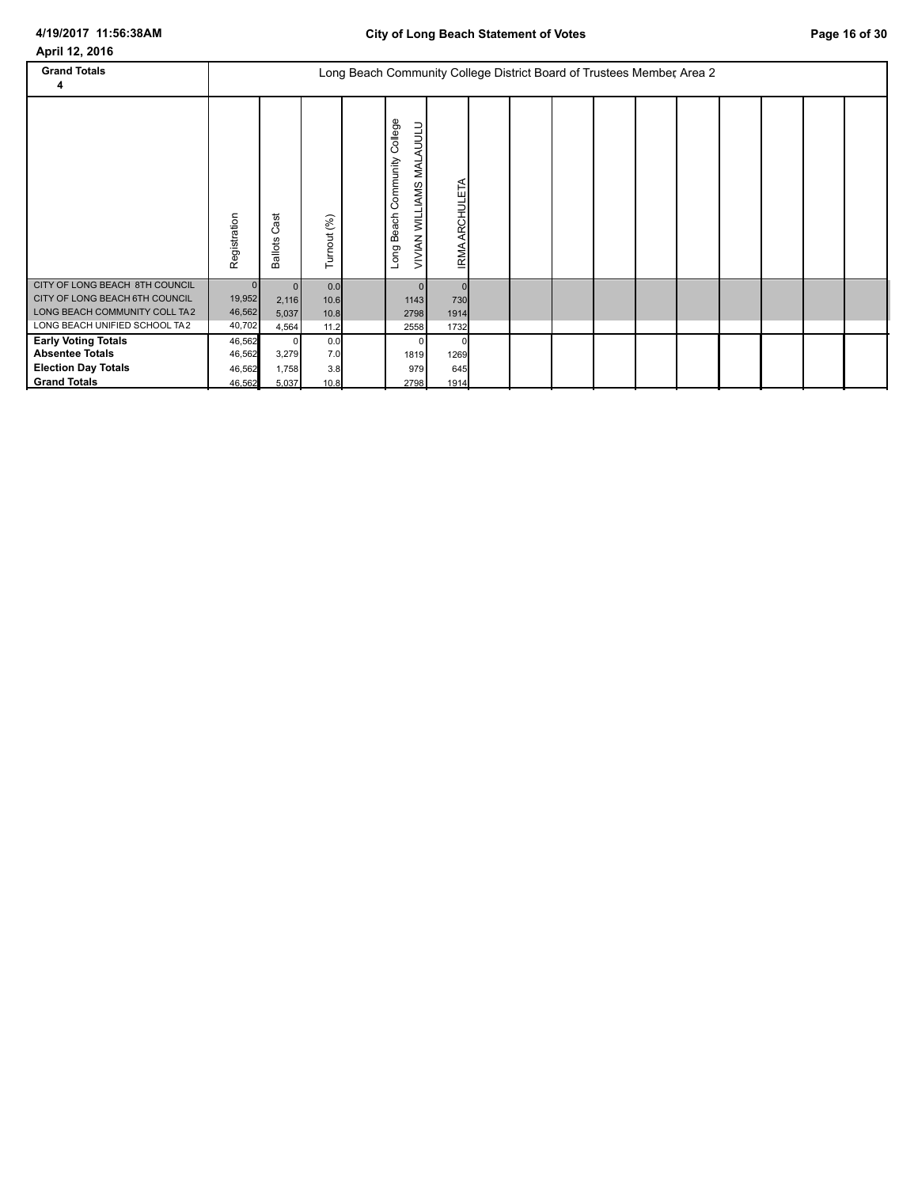April 12, 2016

| Grand Totals 4 | Long Beach Community College District Board of Trustees Member, Area 2 | | | | |
|---|---|---|---|---|---|
| | Registration | Ballots Cast | Turnout (%) | Long Beach Community College VIVIAN WILLIAMS MALAUULU | IRMA ARCHULETA |
| CITY OF LONG BEACH 8TH COUNCIL | 0 | 0 | 0.0 | 0 | 0 |
| CITY OF LONG BEACH 6TH COUNCIL | 19,952 | 2,116 | 10.6 | 1143 | 730 |
| LONG BEACH COMMUNITY COLL TA2 | 46,562 | 5,037 | 10.8 | 2798 | 1914 |
| LONG BEACH UNIFIED SCHOOL TA2 | 40,702 | 4,564 | 11.2 | 2558 | 1732 |
| **Early Voting Totals** | 46,562 | 0 | 0.0 | 0 | 0 |
| **Absentee Totals** | 46,562 | 3,279 | 7.0 | 1819 | 1269 |
| **Election Day Totals** | 46,562 | 1,758 | 3.8 | 979 | 645 |
| **Grand Totals** | 46,562 | 5,037 | 10.8 | 2798 | 1914 |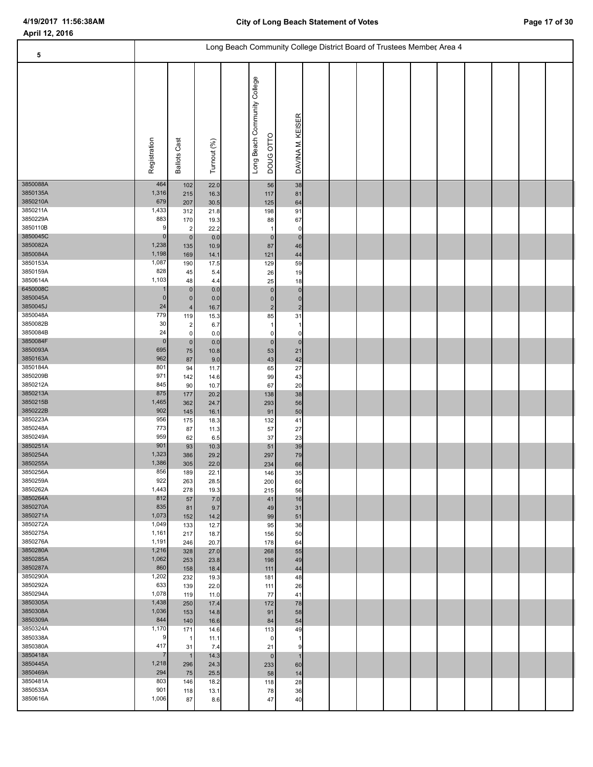April 12, 2016

## Long Beach Community College District Board of Trustees Member, Area 4

| 5 | Registration | Ballots Cast | Turnout (%) | | Long Beach Community College DOUG OTTO | DAVINA M. KEISER |
|---|---|---|---|---|---|---|
| 3850088A | 464 | 102 | 22.0 | | 56 | 38 |
| 3850135A | 1,316 | 215 | 16.3 | | 117 | 81 |
| 3850210A | 679 | 207 | 30.5 | | 125 | 64 |
| 3850211A | 1,433 | 312 | 21.8 | | 198 | 91 |
| 3850229A | 883 | 170 | 19.3 | | 88 | 67 |
| 3850110B | 9 | 2 | 22.2 | | 1 | 0 |
| 3850045C | 0 | 0 | 0.0 | | 0 | 0 |
| 3850082A | 1,238 | 135 | 10.9 | | 87 | 46 |
| 3850084A | 1,198 | 169 | 14.1 | | 121 | 44 |
| 3850153A | 1,087 | 190 | 17.5 | | 129 | 59 |
| 3850159A | 828 | 45 | 5.4 | | 26 | 19 |
| 3850614A | 1,103 | 48 | 4.4 | | 25 | 18 |
| 6450008C | 1 | 0 | 0.0 | | 0 | 0 |
| 3850045A | 0 | 0 | 0.0 | | 0 | 0 |
| 3850045J | 24 | 4 | 16.7 | | 2 | 2 |
| 3850048A | 779 | 119 | 15.3 | | 85 | 31 |
| 3850082B | 30 | 2 | 6.7 | | 1 | 1 |
| 3850084B | 24 | 0 | 0.0 | | 0 | 0 |
| 3850084F | 0 | 0 | 0.0 | | 0 | 0 |
| 3850093A | 695 | 75 | 10.8 | | 53 | 21 |
| 3850163A | 962 | 87 | 9.0 | | 43 | 42 |
| 3850184A | 801 | 94 | 11.7 | | 65 | 27 |
| 3850209B | 971 | 142 | 14.6 | | 99 | 43 |
| 3850212A | 845 | 90 | 10.7 | | 67 | 20 |
| 3850213A | 875 | 177 | 20.2 | | 138 | 38 |
| 3850215B | 1,465 | 362 | 24.7 | | 293 | 56 |
| 3850222B | 902 | 145 | 16.1 | | 91 | 50 |
| 3850223A | 956 | 175 | 18.3 | | 132 | 41 |
| 3850248A | 773 | 87 | 11.3 | | 57 | 27 |
| 3850249A | 959 | 62 | 6.5 | | 37 | 23 |
| 3850251A | 901 | 93 | 10.3 | | 51 | 39 |
| 3850254A | 1,323 | 386 | 29.2 | | 297 | 79 |
| 3850255A | 1,386 | 305 | 22.0 | | 234 | 66 |
| 3850256A | 856 | 189 | 22.1 | | 146 | 35 |
| 3850259A | 922 | 263 | 28.5 | | 200 | 60 |
| 3850262A | 1,443 | 278 | 19.3 | | 215 | 56 |
| 3850264A | 812 | 57 | 7.0 | | 41 | 16 |
| 3850270A | 835 | 81 | 9.7 | | 49 | 31 |
| 3850271A | 1,073 | 152 | 14.2 | | 99 | 51 |
| 3850272A | 1,049 | 133 | 12.7 | | 95 | 36 |
| 3850275A | 1,161 | 217 | 18.7 | | 156 | 50 |
| 3850276A | 1,191 | 246 | 20.7 | | 178 | 64 |
| 3850280A | 1,216 | 328 | 27.0 | | 268 | 55 |
| 3850285A | 1,062 | 253 | 23.8 | | 198 | 49 |
| 3850287A | 860 | 158 | 18.4 | | 111 | 44 |
| 3850290A | 1,202 | 232 | 19.3 | | 181 | 48 |
| 3850292A | 633 | 139 | 22.0 | | 111 | 26 |
| 3850294A | 1,078 | 119 | 11.0 | | 77 | 41 |
| 3850305A | 1,438 | 250 | 17.4 | | 172 | 78 |
| 3850308A | 1,036 | 153 | 14.8 | | 91 | 58 |
| 3850309A | 844 | 140 | 16.6 | | 84 | 54 |
| 3850324A | 1,170 | 171 | 14.6 | | 113 | 49 |
| 3850338A | 9 | 1 | 11.1 | | 0 | 1 |
| 3850380A | 417 | 31 | 7.4 | | 21 | 9 |
| 3850418A | 7 | 1 | 14.3 | | 0 | 1 |
| 3850445A | 1,218 | 296 | 24.3 | | 233 | 60 |
| 3850469A | 294 | 75 | 25.5 | | 58 | 14 |
| 3850481A | 803 | 146 | 18.2 | | 118 | 28 |
| 3850533A | 901 | 118 | 13.1 | | 78 | 36 |
| 3850616A | 1,006 | 87 | 8.6 | | 47 | 40 |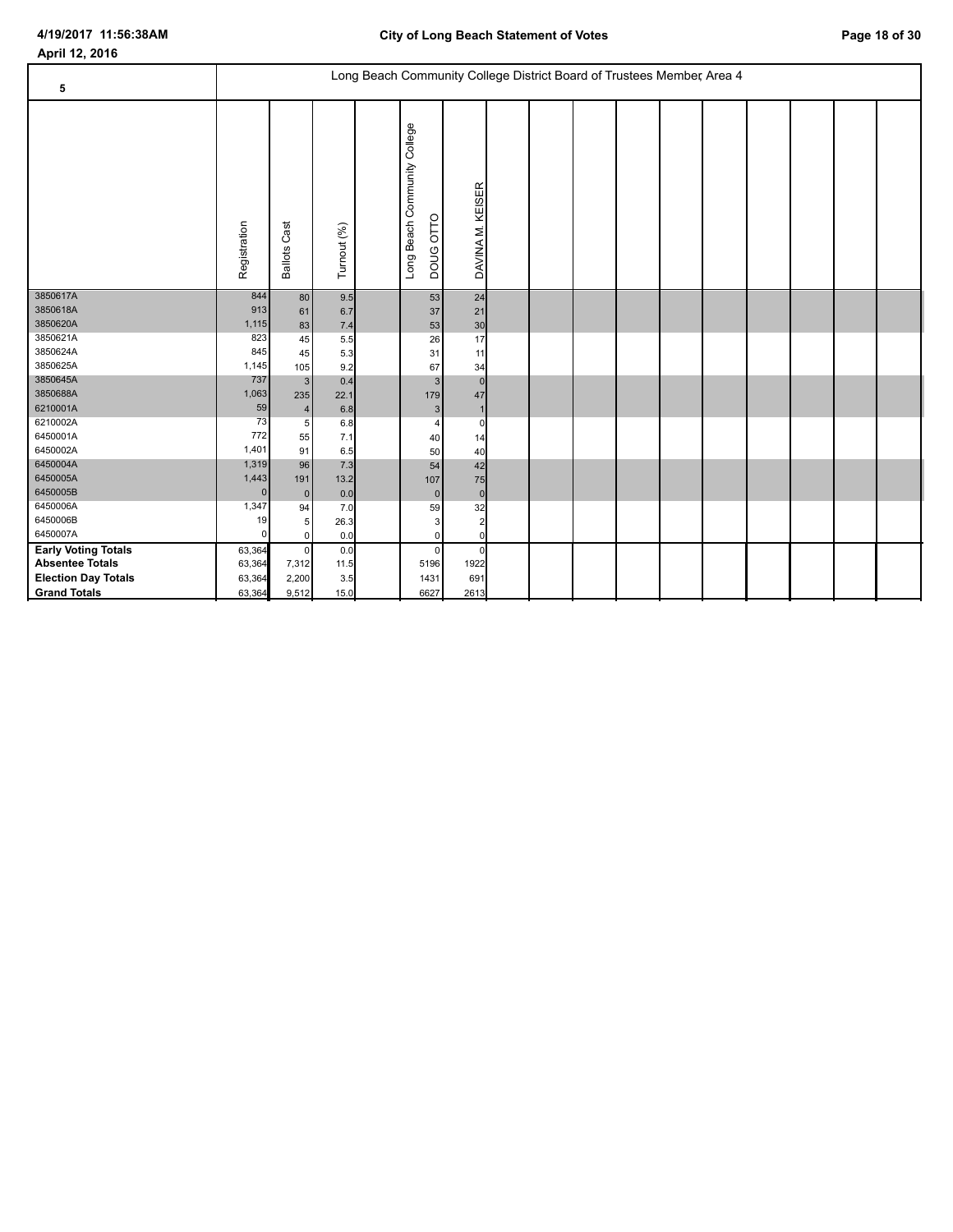April 12, 2016

## Long Beach Community College District Board of Trustees Member, Area 4

| 5 | Registration | Ballots Cast | Turnout (%) | Long Beach Community College DOUG OTTO | DAVINA M. KEISER |
|---|---|---|---|---|---|
| 3850617A | 844 | 80 | 9.5 | 53 | 24 |
| 3850618A | 913 | 61 | 6.7 | 37 | 21 |
| 3850620A | 1,115 | 83 | 7.4 | 53 | 30 |
| 3850621A | 823 | 45 | 5.5 | 26 | 17 |
| 3850624A | 845 | 45 | 5.3 | 31 | 11 |
| 3850625A | 1,145 | 105 | 9.2 | 67 | 34 |
| 3850645A | 737 | 3 | 0.4 | 3 | 0 |
| 3850688A | 1,063 | 235 | 22.1 | 179 | 47 |
| 6210001A | 59 | 4 | 6.8 | 3 | 1 |
| 6210002A | 73 | 5 | 6.8 | 4 | 0 |
| 6450001A | 772 | 55 | 7.1 | 40 | 14 |
| 6450002A | 1,401 | 91 | 6.5 | 50 | 40 |
| 6450004A | 1,319 | 96 | 7.3 | 54 | 42 |
| 6450005A | 1,443 | 191 | 13.2 | 107 | 75 |
| 6450005B | 0 | 0 | 0.0 | 0 | 0 |
| 6450006A | 1,347 | 94 | 7.0 | 59 | 32 |
| 6450006B | 19 | 5 | 26.3 | 3 | 2 |
| 6450007A | 0 | 0 | 0.0 | 0 | 0 |
| **Early Voting Totals** | 63,364 | 0 | 0.0 | 0 | 0 |
| **Absentee Totals** | 63,364 | 7,312 | 11.5 | 5196 | 1922 |
| **Election Day Totals** | 63,364 | 2,200 | 3.5 | 1431 | 691 |
| **Grand Totals** | 63,364 | 9,512 | 15.0 | 6627 | 2613 |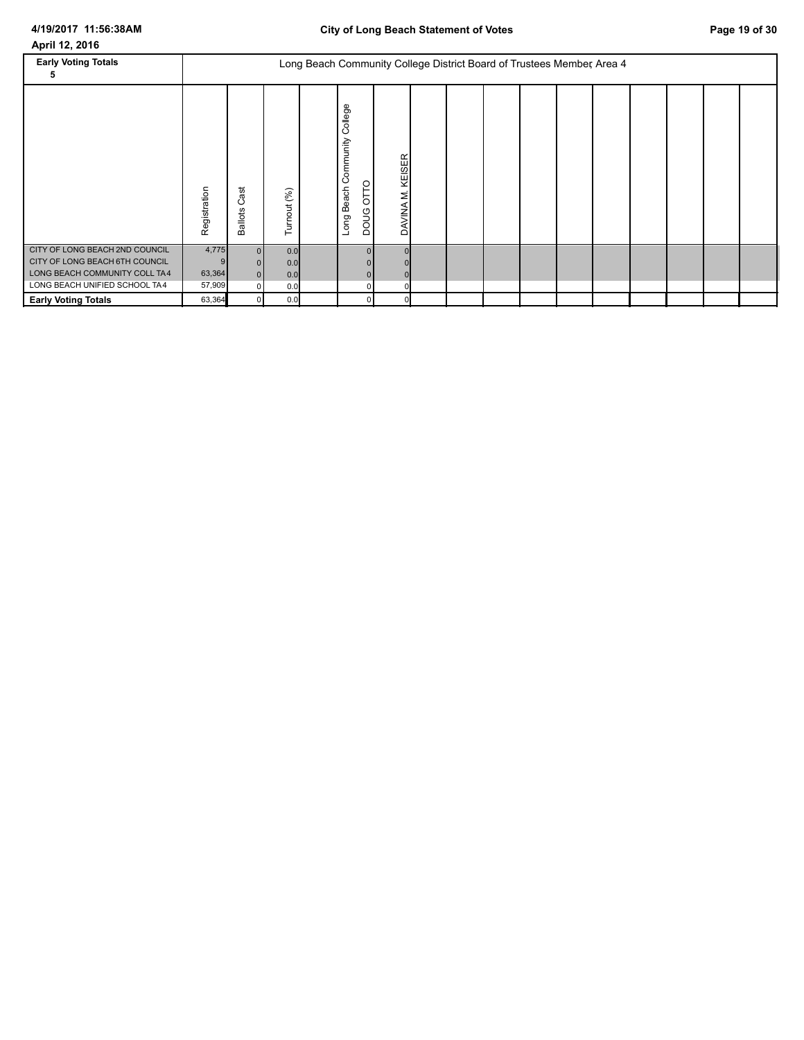**City of Long Beach Statement of Votes**

**April 12, 2016**

| Early Voting Totals 5 | Registration | Ballots Cast | Turnout (%) | | Long Beach Community College DOUG OTTO | DAVINA M. KEISER |
|---|---|---|---|---|---|---|
| | | | | | **Long Beach Community College District Board of Trustees Member, Area 4** | |
| CITY OF LONG BEACH 2ND COUNCIL | 4,775 | 0 | 0.0 | | 0 | 0 |
| CITY OF LONG BEACH 6TH COUNCIL | 9 | 0 | 0.0 | | 0 | 0 |
| LONG BEACH COMMUNITY COLL TA4 | 63,364 | 0 | 0.0 | | 0 | 0 |
| LONG BEACH UNIFIED SCHOOL TA4 | 57,909 | 0 | 0.0 | | 0 | 0 |
| **Early Voting Totals** | 63,364 | 0 | 0.0 | | 0 | 0 |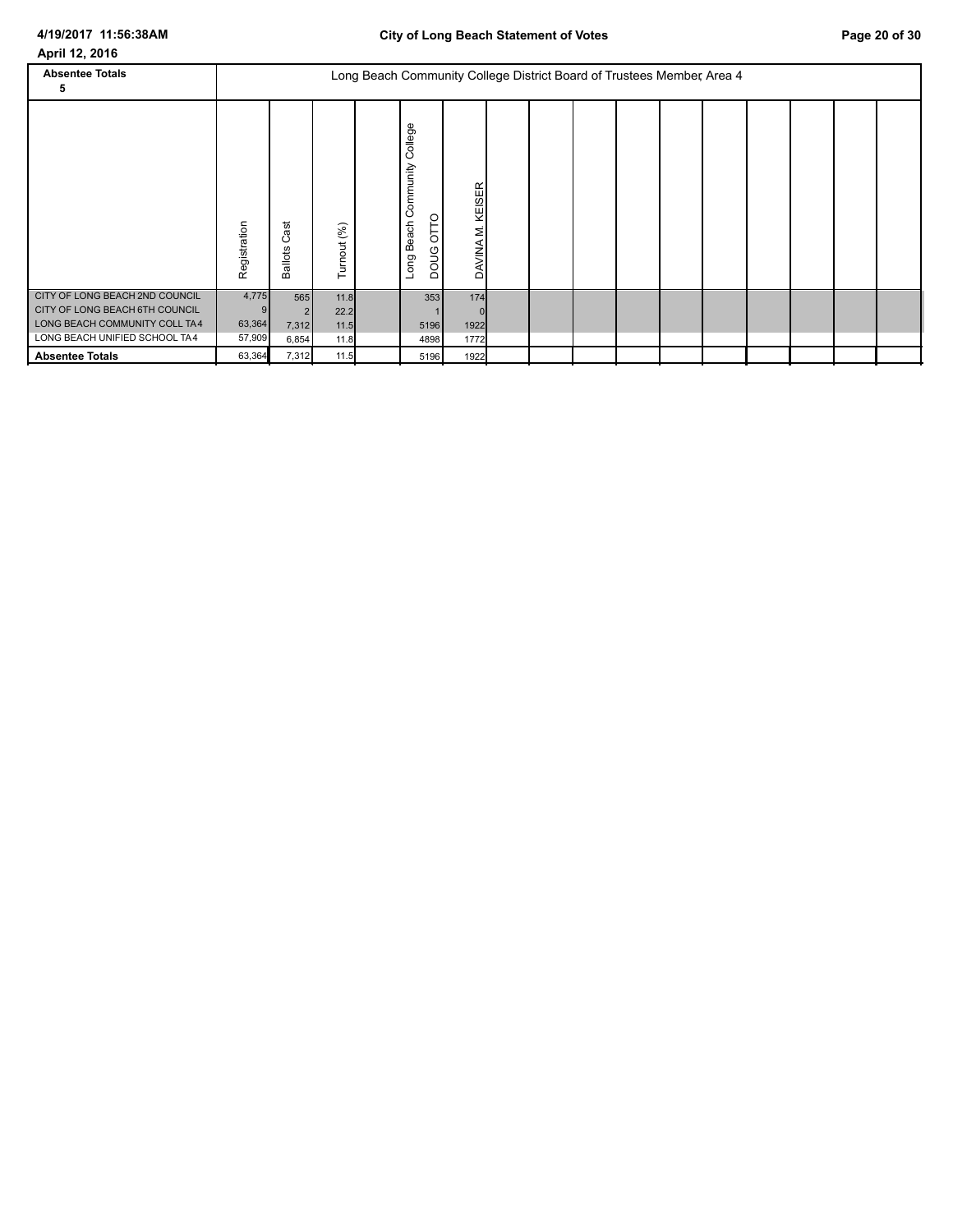April 12, 2016

| Absentee Totals 5 | Long Beach Community College District Board of Trustees Member, Area 4 | | | | | |
|---|---|---|---|---|---|---|
| | Registration | Ballots Cast | Turnout (%) | | Long Beach Community College DOUG OTTO | DAVINA M. KEISER |
| CITY OF LONG BEACH 2ND COUNCIL | 4,775 | 565 | 11.8 | | 353 | 174 |
| CITY OF LONG BEACH 6TH COUNCIL | 9 | 2 | 22.2 | | 1 | 0 |
| LONG BEACH COMMUNITY COLL TA4 | 63,364 | 7,312 | 11.5 | | 5196 | 1922 |
| LONG BEACH UNIFIED SCHOOL TA4 | 57,909 | 6,854 | 11.8 | | 4898 | 1772 |
| **Absentee Totals** | 63,364 | 7,312 | 11.5 | | 5196 | 1922 |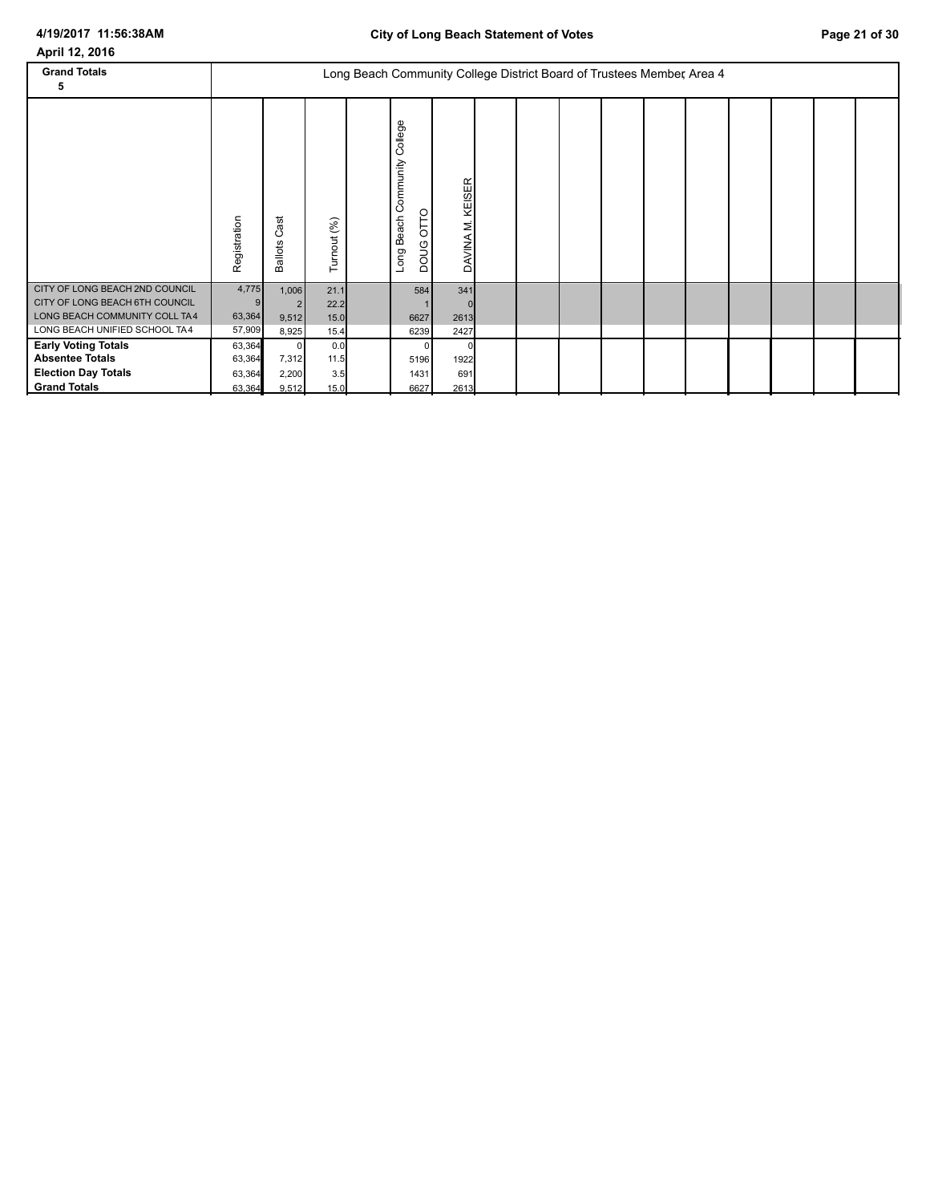April 12, 2016

| Grand Totals 5 | Long Beach Community College District Board of Trustees Member, Area 4 | | | | | |
|---|---|---|---|---|---|---|
| | Registration | Ballots Cast | Turnout (%) | | Long Beach Community College DOUG OTTO | DAVINA M. KEISER |
| CITY OF LONG BEACH 2ND COUNCIL | 4,775 | 1,006 | 21.1 | | 584 | 341 |
| CITY OF LONG BEACH 6TH COUNCIL | 9 | 2 | 22.2 | | 1 | 0 |
| LONG BEACH COMMUNITY COLL TA4 | 63,364 | 9,512 | 15.0 | | 6627 | 2613 |
| LONG BEACH UNIFIED SCHOOL TA4 | 57,909 | 8,925 | 15.4 | | 6239 | 2427 |
| **Early Voting Totals** | 63,364 | 0 | 0.0 | | 0 | 0 |
| **Absentee Totals** | 63,364 | 7,312 | 11.5 | | 5196 | 1922 |
| **Election Day Totals** | 63,364 | 2,200 | 3.5 | | 1431 | 691 |
| **Grand Totals** | 63,364 | 9,512 | 15.0 | | 6627 | 2613 |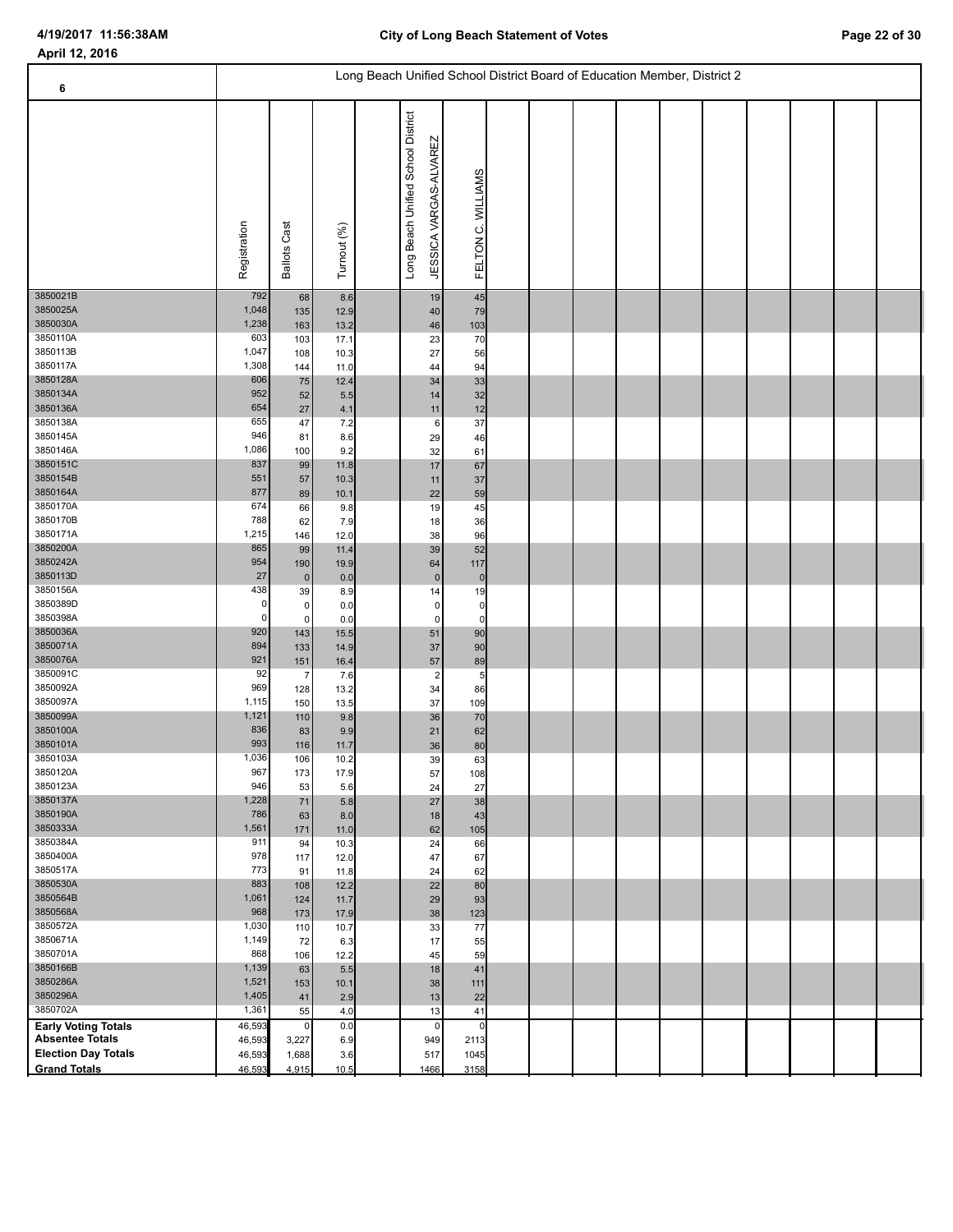April 12, 2016

## Long Beach Unified School District Board of Education Member, District 2

| 6 | Registration | Ballots Cast | Turnout (%) | Long Beach Unified School District | JESSICA VARGAS-ALVAREZ | FELTON C. WILLIAMS |
|---|---|---|---|---|---|---|
| 3850021B | 792 | 68 | 8.6 | | 19 | 45 |
| 3850025A | 1,048 | 135 | 12.9 | | 40 | 79 |
| 3850030A | 1,238 | 163 | 13.2 | | 46 | 103 |
| 3850110A | 603 | 103 | 17.1 | | 23 | 70 |
| 3850113B | 1,047 | 108 | 10.3 | | 27 | 56 |
| 3850117A | 1,308 | 144 | 11.0 | | 44 | 94 |
| 3850128A | 606 | 75 | 12.4 | | 34 | 33 |
| 3850134A | 952 | 52 | 5.5 | | 14 | 32 |
| 3850136A | 654 | 27 | 4.1 | | 11 | 12 |
| 3850138A | 655 | 47 | 7.2 | | 6 | 37 |
| 3850145A | 946 | 81 | 8.6 | | 29 | 46 |
| 3850146A | 1,086 | 100 | 9.2 | | 32 | 61 |
| 3850151C | 837 | 99 | 11.8 | | 17 | 67 |
| 3850154B | 551 | 57 | 10.3 | | 11 | 37 |
| 3850164A | 877 | 89 | 10.1 | | 22 | 59 |
| 3850170A | 674 | 66 | 9.8 | | 19 | 45 |
| 3850170B | 788 | 62 | 7.9 | | 18 | 36 |
| 3850171A | 1,215 | 146 | 12.0 | | 38 | 96 |
| 3850200A | 865 | 99 | 11.4 | | 39 | 52 |
| 3850242A | 954 | 190 | 19.9 | | 64 | 117 |
| 3850113D | 27 | 0 | 0.0 | | 0 | 0 |
| 3850156A | 438 | 39 | 8.9 | | 14 | 19 |
| 3850389D | 0 | 0 | 0.0 | | 0 | 0 |
| 3850398A | 0 | 0 | 0.0 | | 0 | 0 |
| 3850036A | 920 | 143 | 15.5 | | 51 | 90 |
| 3850071A | 894 | 133 | 14.9 | | 37 | 90 |
| 3850076A | 921 | 151 | 16.4 | | 57 | 89 |
| 3850091C | 92 | 7 | 7.6 | | 2 | 5 |
| 3850092A | 969 | 128 | 13.2 | | 34 | 86 |
| 3850097A | 1,115 | 150 | 13.5 | | 37 | 109 |
| 3850099A | 1,121 | 110 | 9.8 | | 36 | 70 |
| 3850100A | 836 | 83 | 9.9 | | 21 | 62 |
| 3850101A | 993 | 116 | 11.7 | | 36 | 80 |
| 3850103A | 1,036 | 106 | 10.2 | | 39 | 63 |
| 3850120A | 967 | 173 | 17.9 | | 57 | 108 |
| 3850123A | 946 | 53 | 5.6 | | 24 | 27 |
| 3850137A | 1,228 | 71 | 5.8 | | 27 | 38 |
| 3850190A | 786 | 63 | 8.0 | | 18 | 43 |
| 3850333A | 1,561 | 171 | 11.0 | | 62 | 105 |
| 3850384A | 911 | 94 | 10.3 | | 24 | 66 |
| 3850400A | 978 | 117 | 12.0 | | 47 | 67 |
| 3850517A | 773 | 91 | 11.8 | | 24 | 62 |
| 3850530A | 883 | 108 | 12.2 | | 22 | 80 |
| 3850564B | 1,061 | 124 | 11.7 | | 29 | 93 |
| 3850568A | 968 | 173 | 17.9 | | 38 | 123 |
| 3850572A | 1,030 | 110 | 10.7 | | 33 | 77 |
| 3850671A | 1,149 | 72 | 6.3 | | 17 | 55 |
| 3850701A | 868 | 106 | 12.2 | | 45 | 59 |
| 3850166B | 1,139 | 63 | 5.5 | | 18 | 41 |
| 3850286A | 1,521 | 153 | 10.1 | | 38 | 111 |
| 3850296A | 1,405 | 41 | 2.9 | | 13 | 22 |
| 3850702A | 1,361 | 55 | 4.0 | | 13 | 41 |
| **Early Voting Totals** | 46,593 | 0 | 0.0 | | 0 | 0 |
| **Absentee Totals** | 46,593 | 3,227 | 6.9 | | 949 | 2113 |
| **Election Day Totals** | 46,593 | 1,688 | 3.6 | | 517 | 1045 |
| **Grand Totals** | 46,593 | 4,915 | 10.5 | | 1466 | 3158 |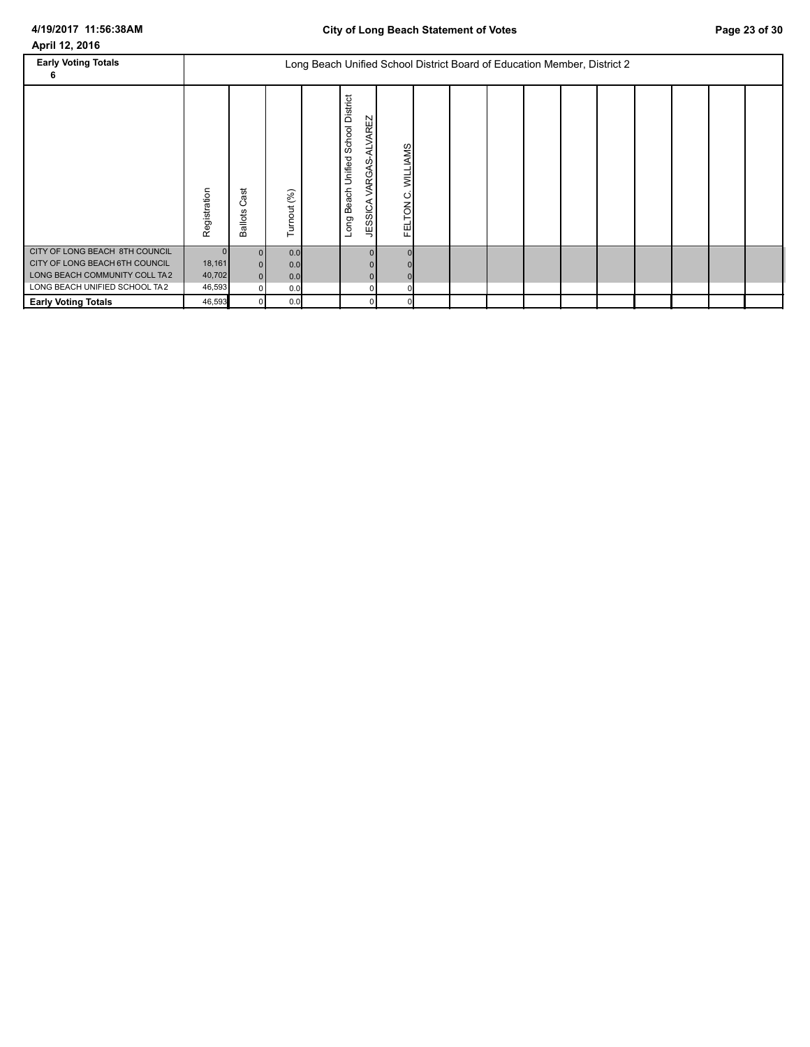April 12, 2016

| Early Voting Totals 6 | Long Beach Unified School District Board of Education Member, District 2 | | | | | |
|---|---|---|---|---|---|---|
| | Registration | Ballots Cast | Turnout (%) | | Long Beach Unified School District JESSICA VARGAS-ALVAREZ | FELTON C. WILLIAMS |
| CITY OF LONG BEACH 8TH COUNCIL | 0 | 0 | 0.0 | | 0 | 0 |
| CITY OF LONG BEACH 6TH COUNCIL | 18,161 | 0 | 0.0 | | 0 | 0 |
| LONG BEACH COMMUNITY COLL TA2 | 40,702 | 0 | 0.0 | | 0 | 0 |
| LONG BEACH UNIFIED SCHOOL TA2 | 46,593 | 0 | 0.0 | | 0 | 0 |
| **Early Voting Totals** | 46,593 | 0 | 0.0 | | 0 | 0 |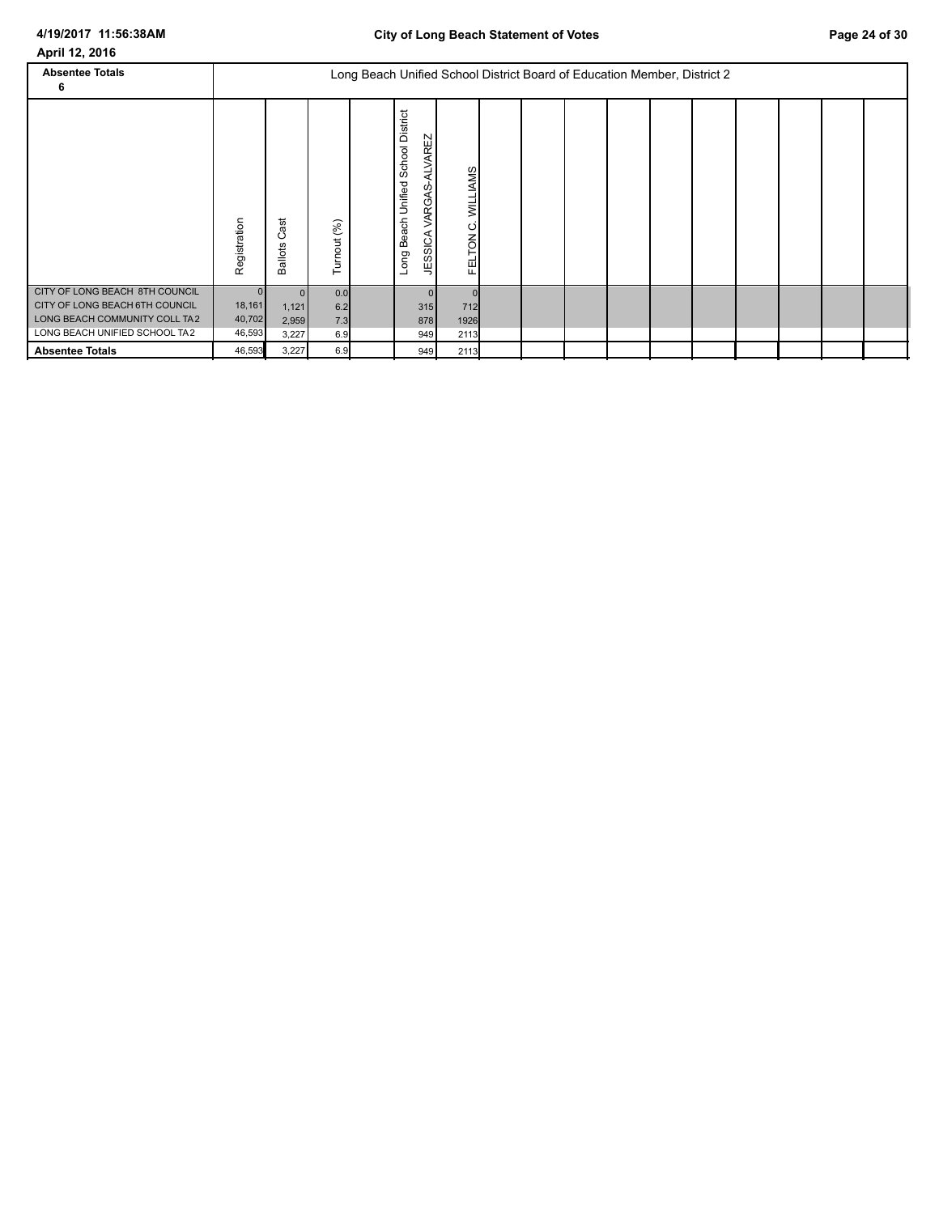April 12, 2016

| Absentee Totals 6 | Long Beach Unified School District Board of Education Member, District 2 | | | | | |
|---|---|---|---|---|---|---|
| | Registration | Ballots Cast | Turnout (%) | | Long Beach Unified School District JESSICA VARGAS-ALVAREZ | FELTON C. WILLIAMS |
| CITY OF LONG BEACH 8TH COUNCIL | 0 | 0 | 0.0 | | 0 | 0 |
| CITY OF LONG BEACH 6TH COUNCIL | 18,161 | 1,121 | 6.2 | | 315 | 712 |
| LONG BEACH COMMUNITY COLL TA2 | 40,702 | 2,959 | 7.3 | | 878 | 1926 |
| LONG BEACH UNIFIED SCHOOL TA2 | 46,593 | 3,227 | 6.9 | | 949 | 2113 |
| **Absentee Totals** | 46,593 | 3,227 | 6.9 | | 949 | 2113 |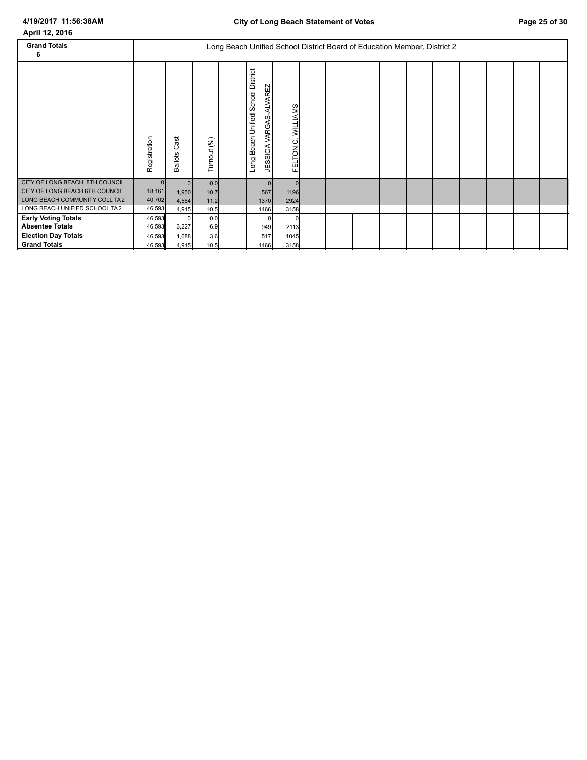April 12, 2016

| Grand Totals 6 | Long Beach Unified School District Board of Education Member, District 2 | | | | | |
|---|---|---|---|---|---|---|
| | Registration | Ballots Cast | Turnout (%) | | Long Beach Unified School District JESSICA VARGAS-ALVAREZ | FELTON C. WILLIAMS |
| CITY OF LONG BEACH 8TH COUNCIL | 0 | 0 | 0.0 | | 0 | 0 |
| CITY OF LONG BEACH 6TH COUNCIL | 18,161 | 1,950 | 10.7 | | 567 | 1196 |
| LONG BEACH COMMUNITY COLL TA2 | 40,702 | 4,564 | 11.2 | | 1370 | 2924 |
| LONG BEACH UNIFIED SCHOOL TA2 | 46,593 | 4,915 | 10.5 | | 1466 | 3158 |
| **Early Voting Totals** | 46,593 | 0 | 0.0 | | 0 | 0 |
| **Absentee Totals** | 46,593 | 3,227 | 6.9 | | 949 | 2113 |
| **Election Day Totals** | 46,593 | 1,688 | 3.6 | | 517 | 1045 |
| **Grand Totals** | 46,593 | 4,915 | 10.5 | | 1466 | 3158 |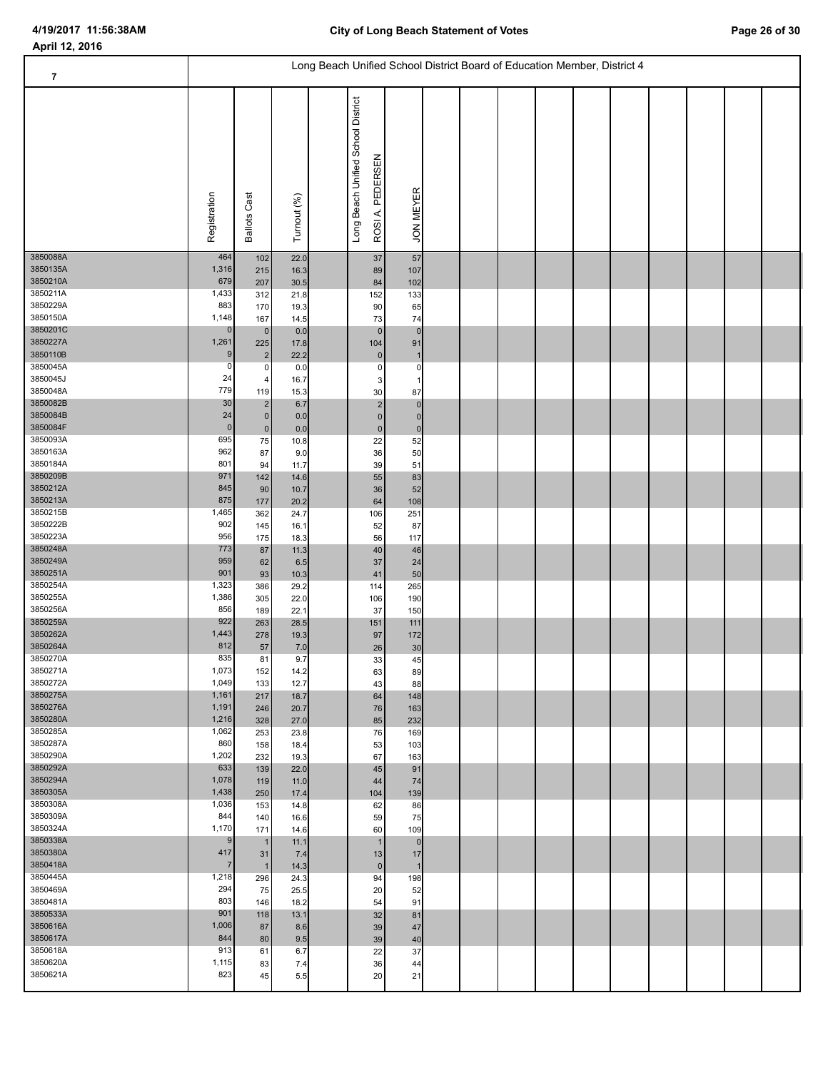April 12, 2016

## Long Beach Unified School District Board of Education Member, District 4

7

| | Registration | Ballots Cast | Turnout (%) | Long Beach Unified School District | ROSI A. PEDERSEN | JON MEYER |
|---|---|---|---|---|---|---|
| 3850088A | 464 | 102 | 22.0 | | 37 | 57 |
| 3850135A | 1,316 | 215 | 16.3 | | 89 | 107 |
| 3850210A | 679 | 207 | 30.5 | | 84 | 102 |
| 3850211A | 1,433 | 312 | 21.8 | | 152 | 133 |
| 3850229A | 883 | 170 | 19.3 | | 90 | 65 |
| 3850150A | 1,148 | 167 | 14.5 | | 73 | 74 |
| 3850201C | 0 | 0 | 0.0 | | 0 | 0 |
| 3850227A | 1,261 | 225 | 17.8 | | 104 | 91 |
| 3850110B | 9 | 2 | 22.2 | | 0 | 1 |
| 3850045A | 0 | 0 | 0.0 | | 0 | 0 |
| 3850045J | 24 | 4 | 16.7 | | 3 | 1 |
| 3850048A | 779 | 119 | 15.3 | | 30 | 87 |
| 3850082B | 30 | 2 | 6.7 | | 2 | 0 |
| 3850084B | 24 | 0 | 0.0 | | 0 | 0 |
| 3850084F | 0 | 0 | 0.0 | | 0 | 0 |
| 3850093A | 695 | 75 | 10.8 | | 22 | 52 |
| 3850163A | 962 | 87 | 9.0 | | 36 | 50 |
| 3850184A | 801 | 94 | 11.7 | | 39 | 51 |
| 3850209B | 971 | 142 | 14.6 | | 55 | 83 |
| 3850212A | 845 | 90 | 10.7 | | 36 | 52 |
| 3850213A | 875 | 177 | 20.2 | | 64 | 108 |
| 3850215B | 1,465 | 362 | 24.7 | | 106 | 251 |
| 3850222B | 902 | 145 | 16.1 | | 52 | 87 |
| 3850223A | 956 | 175 | 18.3 | | 56 | 117 |
| 3850248A | 773 | 87 | 11.3 | | 40 | 46 |
| 3850249A | 959 | 62 | 6.5 | | 37 | 24 |
| 3850251A | 901 | 93 | 10.3 | | 41 | 50 |
| 3850254A | 1,323 | 386 | 29.2 | | 114 | 265 |
| 3850255A | 1,386 | 305 | 22.0 | | 106 | 190 |
| 3850256A | 856 | 189 | 22.1 | | 37 | 150 |
| 3850259A | 922 | 263 | 28.5 | | 151 | 111 |
| 3850262A | 1,443 | 278 | 19.3 | | 97 | 172 |
| 3850264A | 812 | 57 | 7.0 | | 26 | 30 |
| 3850270A | 835 | 81 | 9.7 | | 33 | 45 |
| 3850271A | 1,073 | 152 | 14.2 | | 63 | 89 |
| 3850272A | 1,049 | 133 | 12.7 | | 43 | 88 |
| 3850275A | 1,161 | 217 | 18.7 | | 64 | 148 |
| 3850276A | 1,191 | 246 | 20.7 | | 76 | 163 |
| 3850280A | 1,216 | 328 | 27.0 | | 85 | 232 |
| 3850285A | 1,062 | 253 | 23.8 | | 76 | 169 |
| 3850287A | 860 | 158 | 18.4 | | 53 | 103 |
| 3850290A | 1,202 | 232 | 19.3 | | 67 | 163 |
| 3850292A | 633 | 139 | 22.0 | | 45 | 91 |
| 3850294A | 1,078 | 119 | 11.0 | | 44 | 74 |
| 3850305A | 1,438 | 250 | 17.4 | | 104 | 139 |
| 3850308A | 1,036 | 153 | 14.8 | | 62 | 86 |
| 3850309A | 844 | 140 | 16.6 | | 59 | 75 |
| 3850324A | 1,170 | 171 | 14.6 | | 60 | 109 |
| 3850338A | 9 | 1 | 11.1 | | 1 | 0 |
| 3850380A | 417 | 31 | 7.4 | | 13 | 17 |
| 3850418A | 7 | 1 | 14.3 | | 0 | 1 |
| 3850445A | 1,218 | 296 | 24.3 | | 94 | 198 |
| 3850469A | 294 | 75 | 25.5 | | 20 | 52 |
| 3850481A | 803 | 146 | 18.2 | | 54 | 91 |
| 3850533A | 901 | 118 | 13.1 | | 32 | 81 |
| 3850616A | 1,006 | 87 | 8.6 | | 39 | 47 |
| 3850617A | 844 | 80 | 9.5 | | 39 | 40 |
| 3850618A | 913 | 61 | 6.7 | | 22 | 37 |
| 3850620A | 1,115 | 83 | 7.4 | | 36 | 44 |
| 3850621A | 823 | 45 | 5.5 | | 20 | 21 |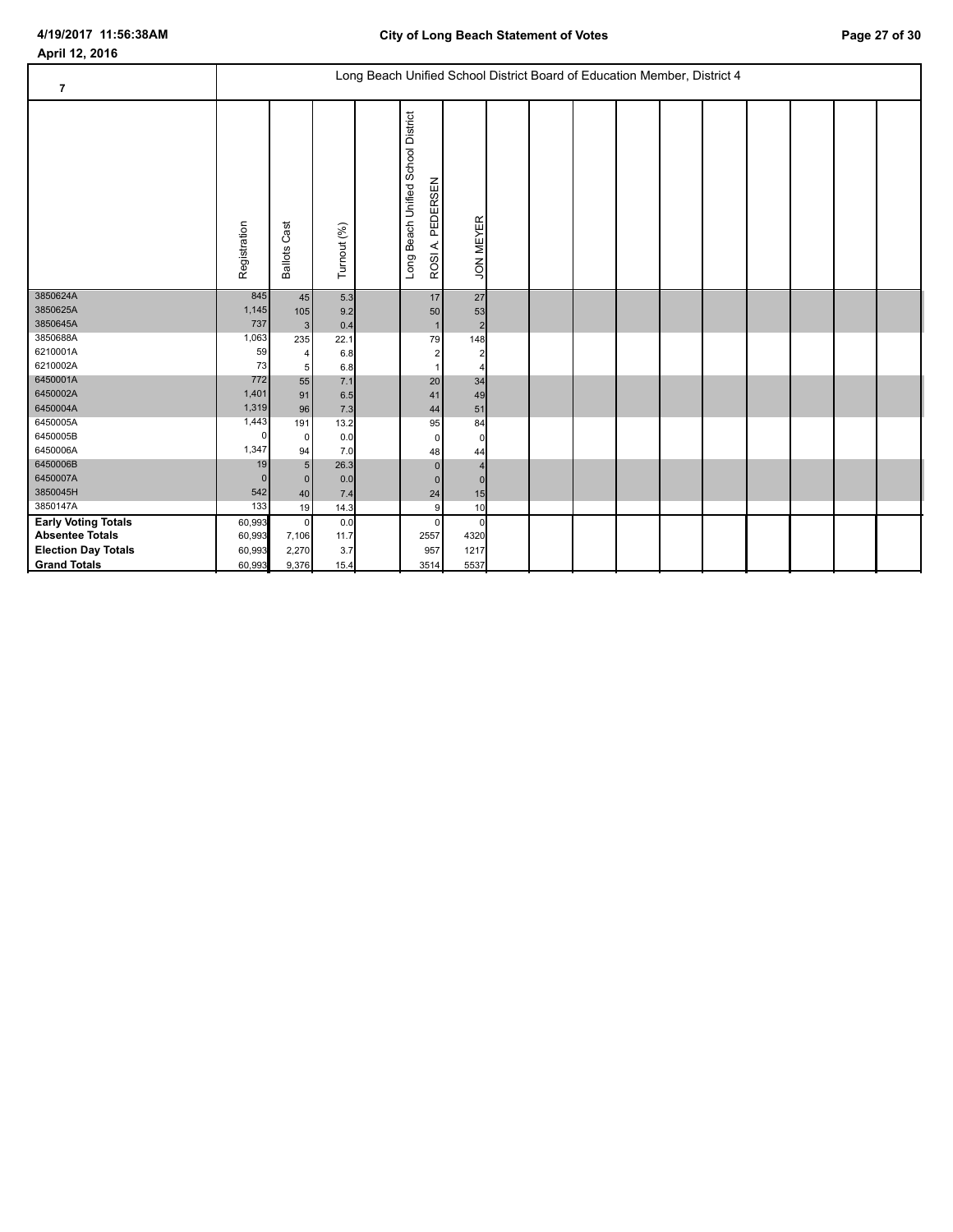# City of Long Beach Statement of Votes

April 12, 2016

## Long Beach Unified School District Board of Education Member, District 4

| 7 | Registration | Ballots Cast | Turnout (%) | | Long Beach Unified School District ROSI A. PEDERSEN | JON MEYER |
|---|---|---|---|---|---|---|
| 3850624A | 845 | 45 | 5.3 | | 17 | 27 |
| 3850625A | 1,145 | 105 | 9.2 | | 50 | 53 |
| 3850645A | 737 | 3 | 0.4 | | 1 | 2 |
| 3850688A | 1,063 | 235 | 22.1 | | 79 | 148 |
| 6210001A | 59 | 4 | 6.8 | | 2 | 2 |
| 6210002A | 73 | 5 | 6.8 | | 1 | 4 |
| 6450001A | 772 | 55 | 7.1 | | 20 | 34 |
| 6450002A | 1,401 | 91 | 6.5 | | 41 | 49 |
| 6450004A | 1,319 | 96 | 7.3 | | 44 | 51 |
| 6450005A | 1,443 | 191 | 13.2 | | 95 | 84 |
| 6450005B | 0 | 0 | 0.0 | | 0 | 0 |
| 6450006A | 1,347 | 94 | 7.0 | | 48 | 44 |
| 6450006B | 19 | 5 | 26.3 | | 0 | 4 |
| 6450007A | 0 | 0 | 0.0 | | 0 | 0 |
| 3850045H | 542 | 40 | 7.4 | | 24 | 15 |
| 3850147A | 133 | 19 | 14.3 | | 9 | 10 |
| **Early Voting Totals** | 60,993 | 0 | 0.0 | | 0 | 0 |
| **Absentee Totals** | 60,993 | 7,106 | 11.7 | | 2557 | 4320 |
| **Election Day Totals** | 60,993 | 2,270 | 3.7 | | 957 | 1217 |
| **Grand Totals** | 60,993 | 9,376 | 15.4 | | 3514 | 5537 |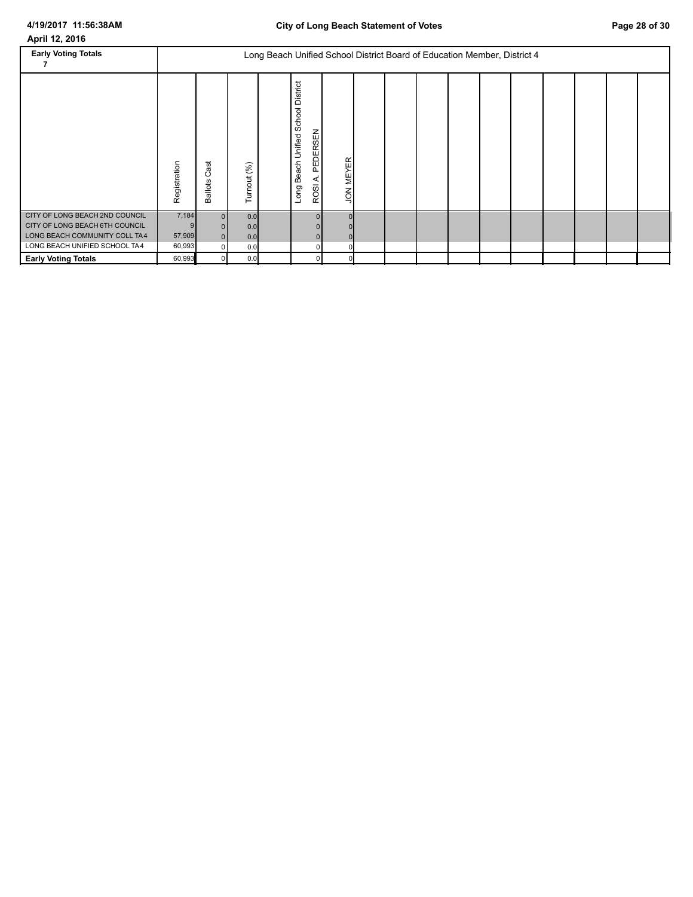**April 12, 2016**

| Early Voting Totals 7 | Long Beach Unified School District Board of Education Member, District 4 | | | | | |
|---|---|---|---|---|---|---|
| | Registration | Ballots Cast | Turnout (%) | | Long Beach Unified School District ROSI A. PEDERSEN | JON MEYER |
| CITY OF LONG BEACH 2ND COUNCIL | 7,184 | 0 | 0.0 | | 0 | 0 |
| CITY OF LONG BEACH 6TH COUNCIL | 9 | 0 | 0.0 | | 0 | 0 |
| LONG BEACH COMMUNITY COLL TA4 | 57,909 | 0 | 0.0 | | 0 | 0 |
| LONG BEACH UNIFIED SCHOOL TA4 | 60,993 | 0 | 0.0 | | 0 | 0 |
| **Early Voting Totals** | 60,993 | 0 | 0.0 | | 0 | 0 |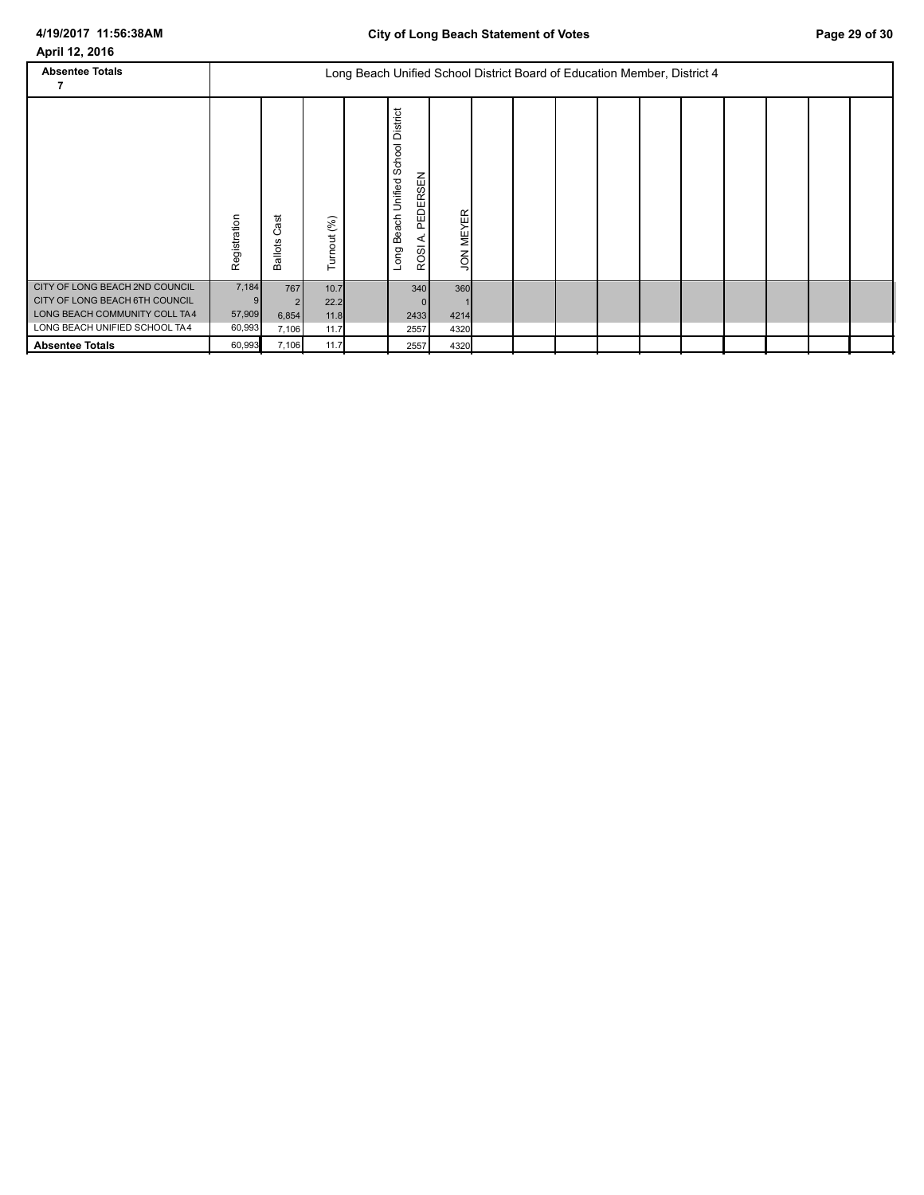April 12, 2016

| Absentee Totals 7 | Long Beach Unified School District Board of Education Member, District 4 | | | | | |
|---|---|---|---|---|---|---|
| | Registration | Ballots Cast | Turnout (%) | | Long Beach Unified School District ROSI A. PEDERSEN | JON MEYER |
| CITY OF LONG BEACH 2ND COUNCIL | 7,184 | 767 | 10.7 | | 340 | 360 |
| CITY OF LONG BEACH 6TH COUNCIL | 9 | 2 | 22.2 | | 0 | 1 |
| LONG BEACH COMMUNITY COLL TA4 | 57,909 | 6,854 | 11.8 | | 2433 | 4214 |
| LONG BEACH UNIFIED SCHOOL TA4 | 60,993 | 7,106 | 11.7 | | 2557 | 4320 |
| **Absentee Totals** | 60,993 | 7,106 | 11.7 | | 2557 | 4320 |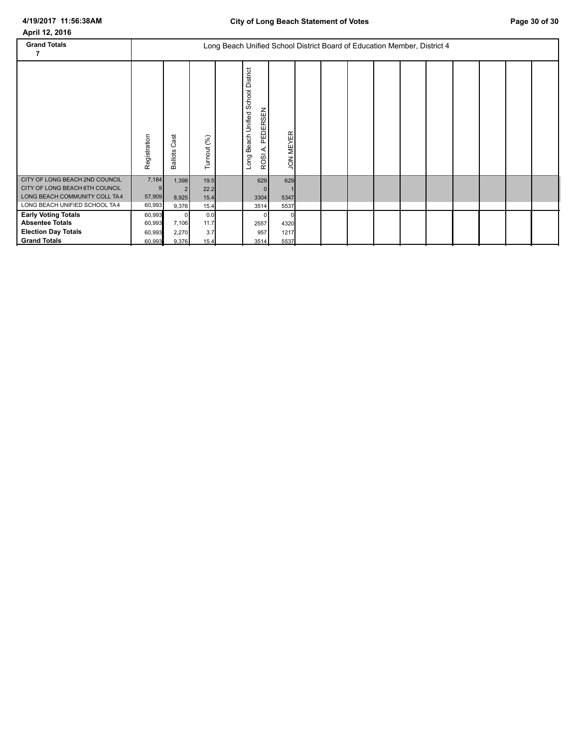April 12, 2016

| Grand Totals 7 | Long Beach Unified School District Board of Education Member, District 4 | | | | | |
|---|---|---|---|---|---|---|
| | Registration | Ballots Cast | Turnout (%) | | Long Beach Unified School District ROSI A. PEDERSEN | JON MEYER |
| CITY OF LONG BEACH 2ND COUNCIL | 7,184 | 1,398 | 19.5 | | 629 | 629 |
| CITY OF LONG BEACH 6TH COUNCIL | 9 | 2 | 22.2 | | 0 | 1 |
| LONG BEACH COMMUNITY COLL TA4 | 57,909 | 8,925 | 15.4 | | 3304 | 5347 |
| LONG BEACH UNIFIED SCHOOL TA4 | 60,993 | 9,376 | 15.4 | | 3514 | 5537 |
| **Early Voting Totals** | 60,993 | 0 | 0.0 | | 0 | 0 |
| **Absentee Totals** | 60,993 | 7,106 | 11.7 | | 2557 | 4320 |
| **Election Day Totals** | 60,993 | 2,270 | 3.7 | | 957 | 1217 |
| **Grand Totals** | 60,993 | 9,376 | 15.4 | | 3514 | 5537 |